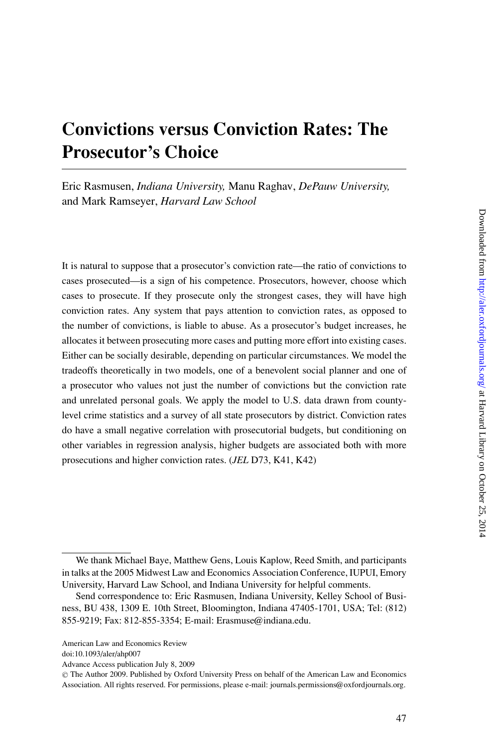# Convictions versus Conviction Rates: The Prosecutor's Choice

Eric Rasmusen, *Indiana University,* Manu Raghav, *DePauw University,* and Mark Ramseyer, *Harvard Law School*

It is natural to suppose that a prosecutor's conviction rate—the ratio of convictions to cases prosecuted—is a sign of his competence. Prosecutors, however, choose which cases to prosecute. If they prosecute only the strongest cases, they will have high conviction rates. Any system that pays attention to conviction rates, as opposed to the number of convictions, is liable to abuse. As a prosecutor's budget increases, he allocates it between prosecuting more cases and putting more effort into existing cases. Either can be socially desirable, depending on particular circumstances. We model the tradeoffs theoretically in two models, one of a benevolent social planner and one of a prosecutor who values not just the number of convictions but the conviction rate and unrelated personal goals. We apply the model to U.S. data drawn from county-level crime statistics and a survey of all state prosecutors by district. Conviction rates do have a small negative correlation with prosecutorial budgets, but conditioning on other variables in regression analysis, higher budgets are associated both with more prosecutions and higher conviction rates. (*JEL* D73, K41, K42)

---

We thank Michael Baye, Matthew Gens, Louis Kaplow, Reed Smith, and participants in talks at the 2005 Midwest Law and Economics Association Conference, IUPUI, Emory University, Harvard Law School, and Indiana University for helpful comments.

Send correspondence to: Eric Rasmusen, Indiana University, Kelley School of Business, BU 438, 1309 E. 10th Street, Bloomington, Indiana 47405-1701, USA; Tel: (812) 855-9219; Fax: 812-855-3354; E-mail: Erasmuse@indiana.edu.

American Law and Economics Review
doi:10.1093/aler/ahp007
Advance Access publication July 8, 2009
© The Author 2009. Published by Oxford University Press on behalf of the American Law and Economics Association. All rights reserved. For permissions, please e-mail: journals.permissions@oxfordjournals.org.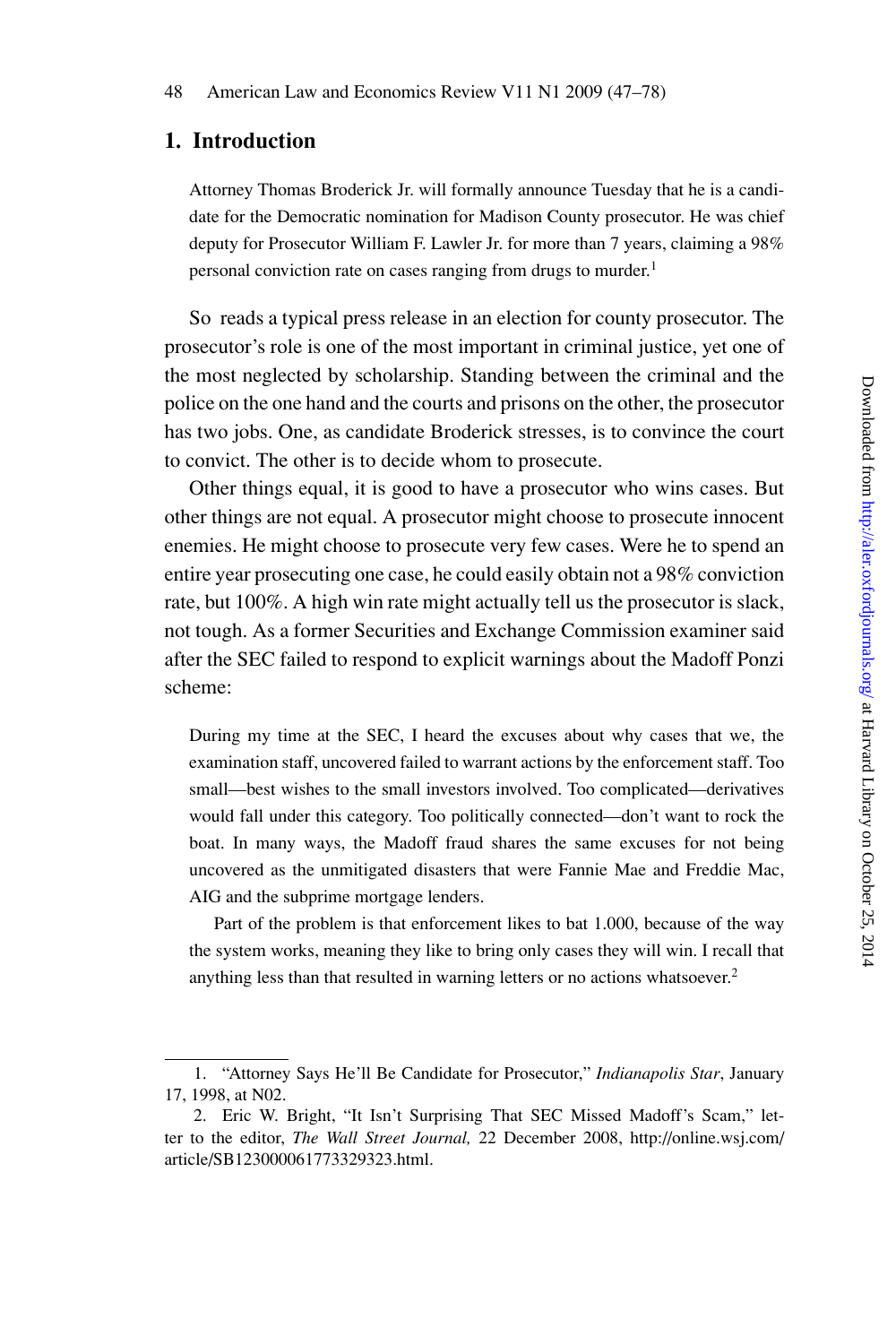## 1. Introduction

> Attorney Thomas Broderick Jr. will formally announce Tuesday that he is a candidate for the Democratic nomination for Madison County prosecutor. He was chief deputy for Prosecutor William F. Lawler Jr. for more than 7 years, claiming a 98% personal conviction rate on cases ranging from drugs to murder.[1]

So reads a typical press release in an election for county prosecutor. The prosecutor's role is one of the most important in criminal justice, yet one of the most neglected by scholarship. Standing between the criminal and the police on the one hand and the courts and prisons on the other, the prosecutor has two jobs. One, as candidate Broderick stresses, is to convince the court to convict. The other is to decide whom to prosecute.

Other things equal, it is good to have a prosecutor who wins cases. But other things are not equal. A prosecutor might choose to prosecute innocent enemies. He might choose to prosecute very few cases. Were he to spend an entire year prosecuting one case, he could easily obtain not a 98% conviction rate, but 100%. A high win rate might actually tell us the prosecutor is slack, not tough. As a former Securities and Exchange Commission examiner said after the SEC failed to respond to explicit warnings about the Madoff Ponzi scheme:

> During my time at the SEC, I heard the excuses about why cases that we, the examination staff, uncovered failed to warrant actions by the enforcement staff. Too small—best wishes to the small investors involved. Too complicated—derivatives would fall under this category. Too politically connected—don't want to rock the boat. In many ways, the Madoff fraud shares the same excuses for not being uncovered as the unmitigated disasters that were Fannie Mae and Freddie Mac, AIG and the subprime mortgage lenders.
>
> Part of the problem is that enforcement likes to bat 1.000, because of the way the system works, meaning they like to bring only cases they will win. I recall that anything less than that resulted in warning letters or no actions whatsoever.[2]

---

1. "Attorney Says He'll Be Candidate for Prosecutor," *Indianapolis Star*, January 17, 1998, at N02.

2. Eric W. Bright, "It Isn't Surprising That SEC Missed Madoff's Scam," letter to the editor, *The Wall Street Journal,* 22 December 2008, http://online.wsj.com/article/SB123000061773329323.html.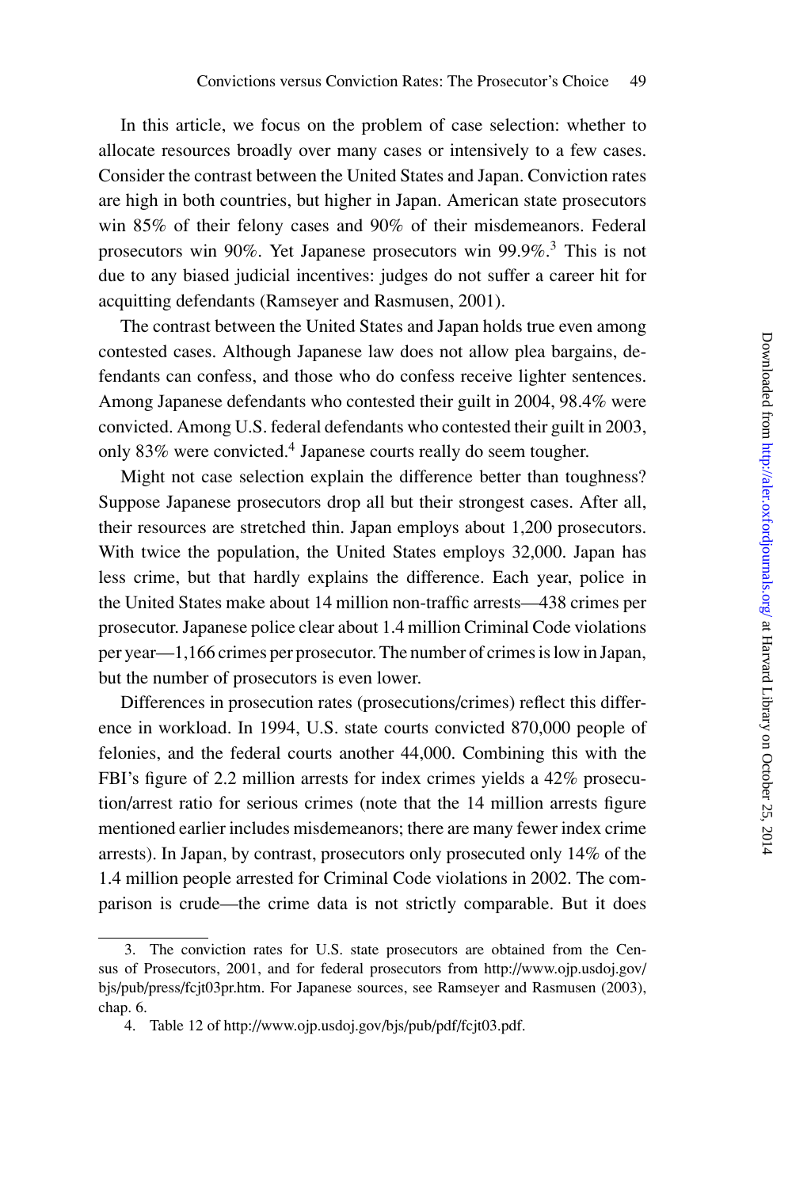In this article, we focus on the problem of case selection: whether to allocate resources broadly over many cases or intensively to a few cases. Consider the contrast between the United States and Japan. Conviction rates are high in both countries, but higher in Japan. American state prosecutors win 85% of their felony cases and 90% of their misdemeanors. Federal prosecutors win 90%. Yet Japanese prosecutors win 99.9%.[3] This is not due to any biased judicial incentives: judges do not suffer a career hit for acquitting defendants (Ramseyer and Rasmusen, 2001).

The contrast between the United States and Japan holds true even among contested cases. Although Japanese law does not allow plea bargains, defendants can confess, and those who do confess receive lighter sentences. Among Japanese defendants who contested their guilt in 2004, 98.4% were convicted. Among U.S. federal defendants who contested their guilt in 2003, only 83% were convicted.[4] Japanese courts really do seem tougher.

Might not case selection explain the difference better than toughness? Suppose Japanese prosecutors drop all but their strongest cases. After all, their resources are stretched thin. Japan employs about 1,200 prosecutors. With twice the population, the United States employs 32,000. Japan has less crime, but that hardly explains the difference. Each year, police in the United States make about 14 million non-traffic arrests—438 crimes per prosecutor. Japanese police clear about 1.4 million Criminal Code violations per year—1,166 crimes per prosecutor. The number of crimes is low in Japan, but the number of prosecutors is even lower.

Differences in prosecution rates (prosecutions/crimes) reflect this difference in workload. In 1994, U.S. state courts convicted 870,000 people of felonies, and the federal courts another 44,000. Combining this with the FBI's figure of 2.2 million arrests for index crimes yields a 42% prosecution/arrest ratio for serious crimes (note that the 14 million arrests figure mentioned earlier includes misdemeanors; there are many fewer index crime arrests). In Japan, by contrast, prosecutors only prosecuted only 14% of the 1.4 million people arrested for Criminal Code violations in 2002. The comparison is crude—the crime data is not strictly comparable. But it does

3. The conviction rates for U.S. state prosecutors are obtained from the Census of Prosecutors, 2001, and for federal prosecutors from http://www.ojp.usdoj.gov/bjs/pub/press/fcjt03pr.htm. For Japanese sources, see Ramseyer and Rasmusen (2003), chap. 6.

4. Table 12 of http://www.ojp.usdoj.gov/bjs/pub/pdf/fcjt03.pdf.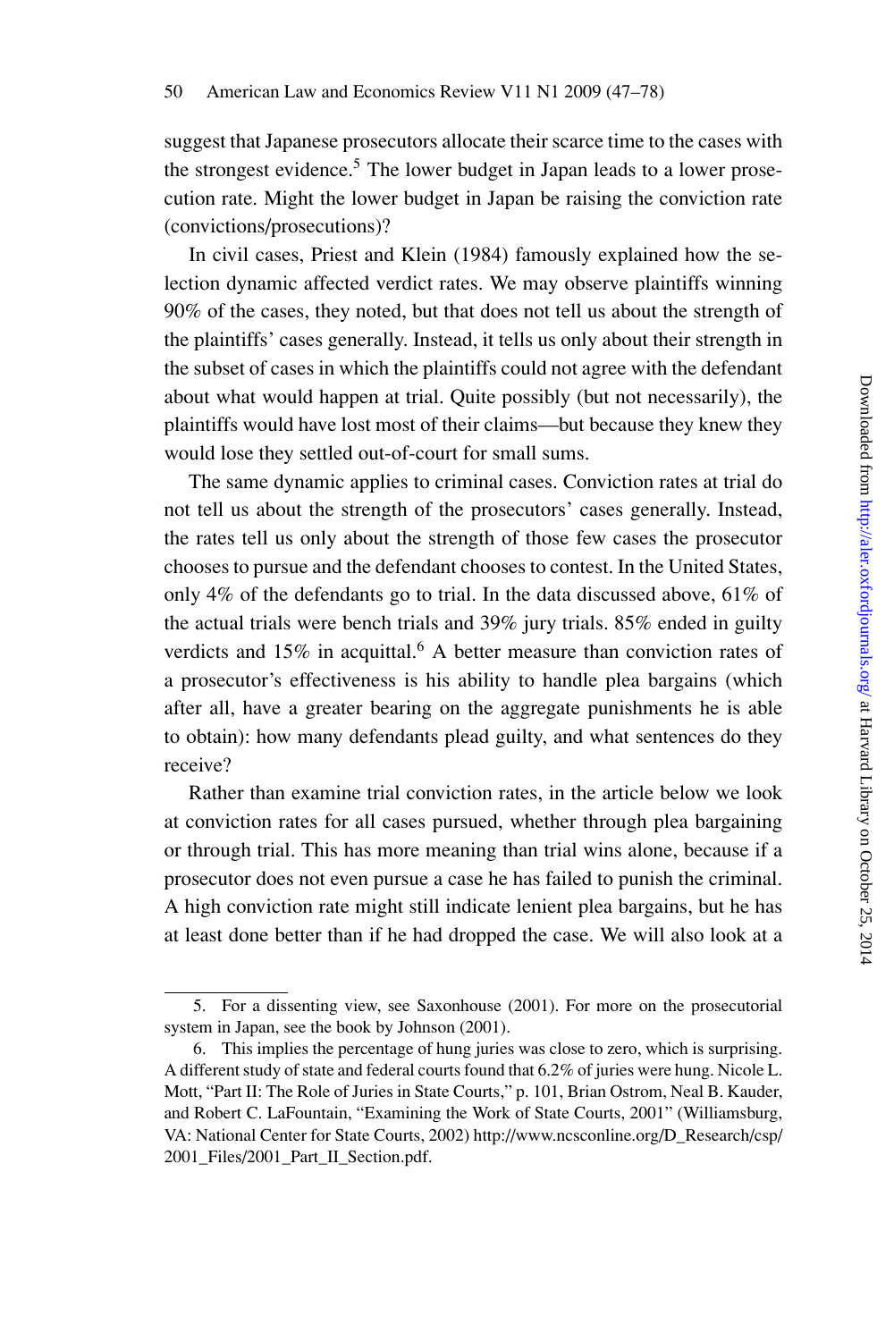suggest that Japanese prosecutors allocate their scarce time to the cases with the strongest evidence.[5] The lower budget in Japan leads to a lower prosecution rate. Might the lower budget in Japan be raising the conviction rate (convictions/prosecutions)?

In civil cases, Priest and Klein (1984) famously explained how the selection dynamic affected verdict rates. We may observe plaintiffs winning 90% of the cases, they noted, but that does not tell us about the strength of the plaintiffs' cases generally. Instead, it tells us only about their strength in the subset of cases in which the plaintiffs could not agree with the defendant about what would happen at trial. Quite possibly (but not necessarily), the plaintiffs would have lost most of their claims—but because they knew they would lose they settled out-of-court for small sums.

The same dynamic applies to criminal cases. Conviction rates at trial do not tell us about the strength of the prosecutors' cases generally. Instead, the rates tell us only about the strength of those few cases the prosecutor chooses to pursue and the defendant chooses to contest. In the United States, only 4% of the defendants go to trial. In the data discussed above, 61% of the actual trials were bench trials and 39% jury trials. 85% ended in guilty verdicts and 15% in acquittal.[6] A better measure than conviction rates of a prosecutor's effectiveness is his ability to handle plea bargains (which after all, have a greater bearing on the aggregate punishments he is able to obtain): how many defendants plead guilty, and what sentences do they receive?

Rather than examine trial conviction rates, in the article below we look at conviction rates for all cases pursued, whether through plea bargaining or through trial. This has more meaning than trial wins alone, because if a prosecutor does not even pursue a case he has failed to punish the criminal. A high conviction rate might still indicate lenient plea bargains, but he has at least done better than if he had dropped the case. We will also look at a

---

5. For a dissenting view, see Saxonhouse (2001). For more on the prosecutorial system in Japan, see the book by Johnson (2001).

6. This implies the percentage of hung juries was close to zero, which is surprising. A different study of state and federal courts found that 6.2% of juries were hung. Nicole L. Mott, "Part II: The Role of Juries in State Courts," p. 101, Brian Ostrom, Neal B. Kauder, and Robert C. LaFountain, "Examining the Work of State Courts, 2001" (Williamsburg, VA: National Center for State Courts, 2002) http://www.ncsconline.org/D_Research/csp/2001_Files/2001_Part_II_Section.pdf.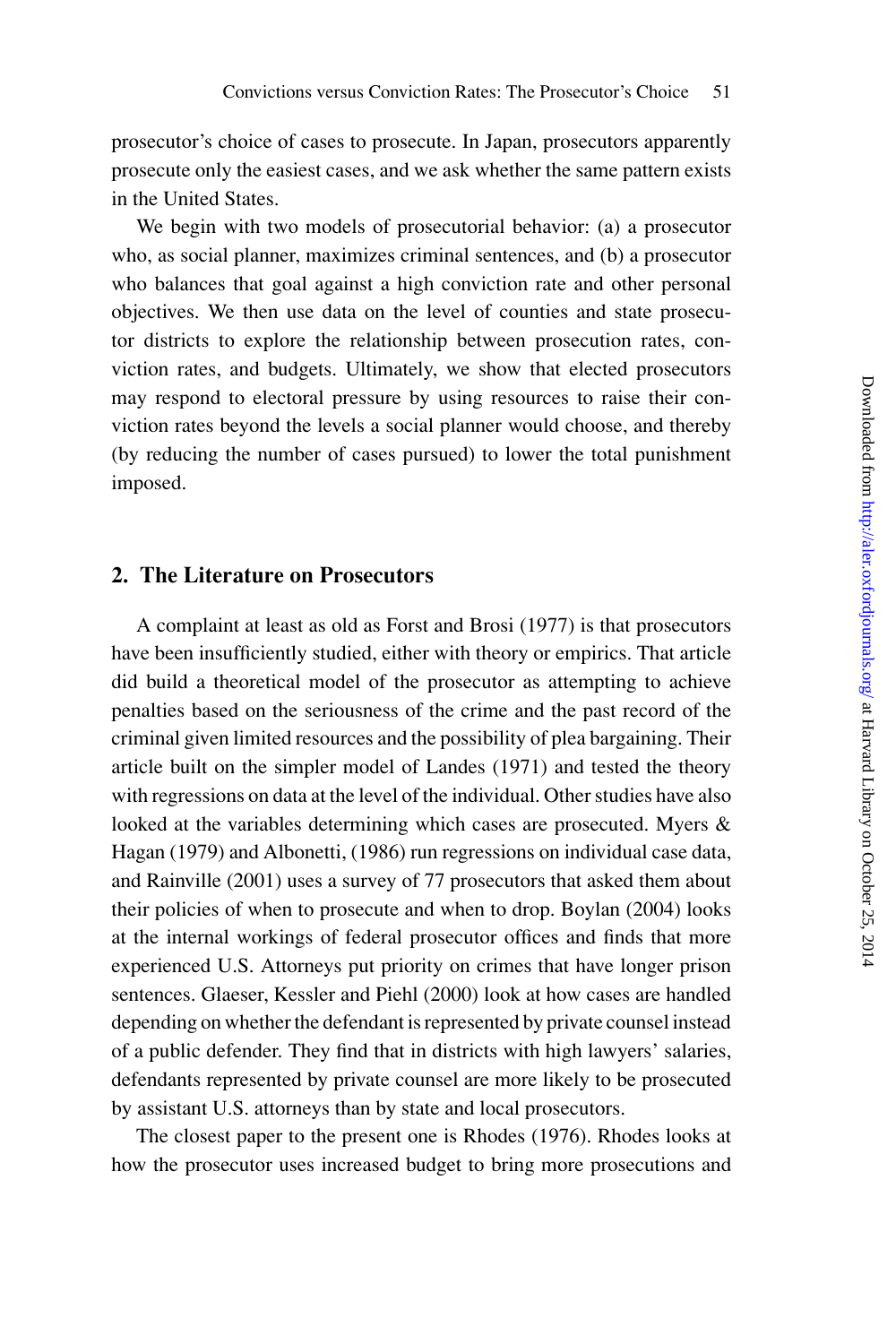prosecutor's choice of cases to prosecute. In Japan, prosecutors apparently prosecute only the easiest cases, and we ask whether the same pattern exists in the United States.

We begin with two models of prosecutorial behavior: (a) a prosecutor who, as social planner, maximizes criminal sentences, and (b) a prosecutor who balances that goal against a high conviction rate and other personal objectives. We then use data on the level of counties and state prosecutor districts to explore the relationship between prosecution rates, conviction rates, and budgets. Ultimately, we show that elected prosecutors may respond to electoral pressure by using resources to raise their conviction rates beyond the levels a social planner would choose, and thereby (by reducing the number of cases pursued) to lower the total punishment imposed.

## 2. The Literature on Prosecutors

A complaint at least as old as Forst and Brosi (1977) is that prosecutors have been insufficiently studied, either with theory or empirics. That article did build a theoretical model of the prosecutor as attempting to achieve penalties based on the seriousness of the crime and the past record of the criminal given limited resources and the possibility of plea bargaining. Their article built on the simpler model of Landes (1971) and tested the theory with regressions on data at the level of the individual. Other studies have also looked at the variables determining which cases are prosecuted. Myers & Hagan (1979) and Albonetti, (1986) run regressions on individual case data, and Rainville (2001) uses a survey of 77 prosecutors that asked them about their policies of when to prosecute and when to drop. Boylan (2004) looks at the internal workings of federal prosecutor offices and finds that more experienced U.S. Attorneys put priority on crimes that have longer prison sentences. Glaeser, Kessler and Piehl (2000) look at how cases are handled depending on whether the defendant is represented by private counsel instead of a public defender. They find that in districts with high lawyers' salaries, defendants represented by private counsel are more likely to be prosecuted by assistant U.S. attorneys than by state and local prosecutors.

The closest paper to the present one is Rhodes (1976). Rhodes looks at how the prosecutor uses increased budget to bring more prosecutions and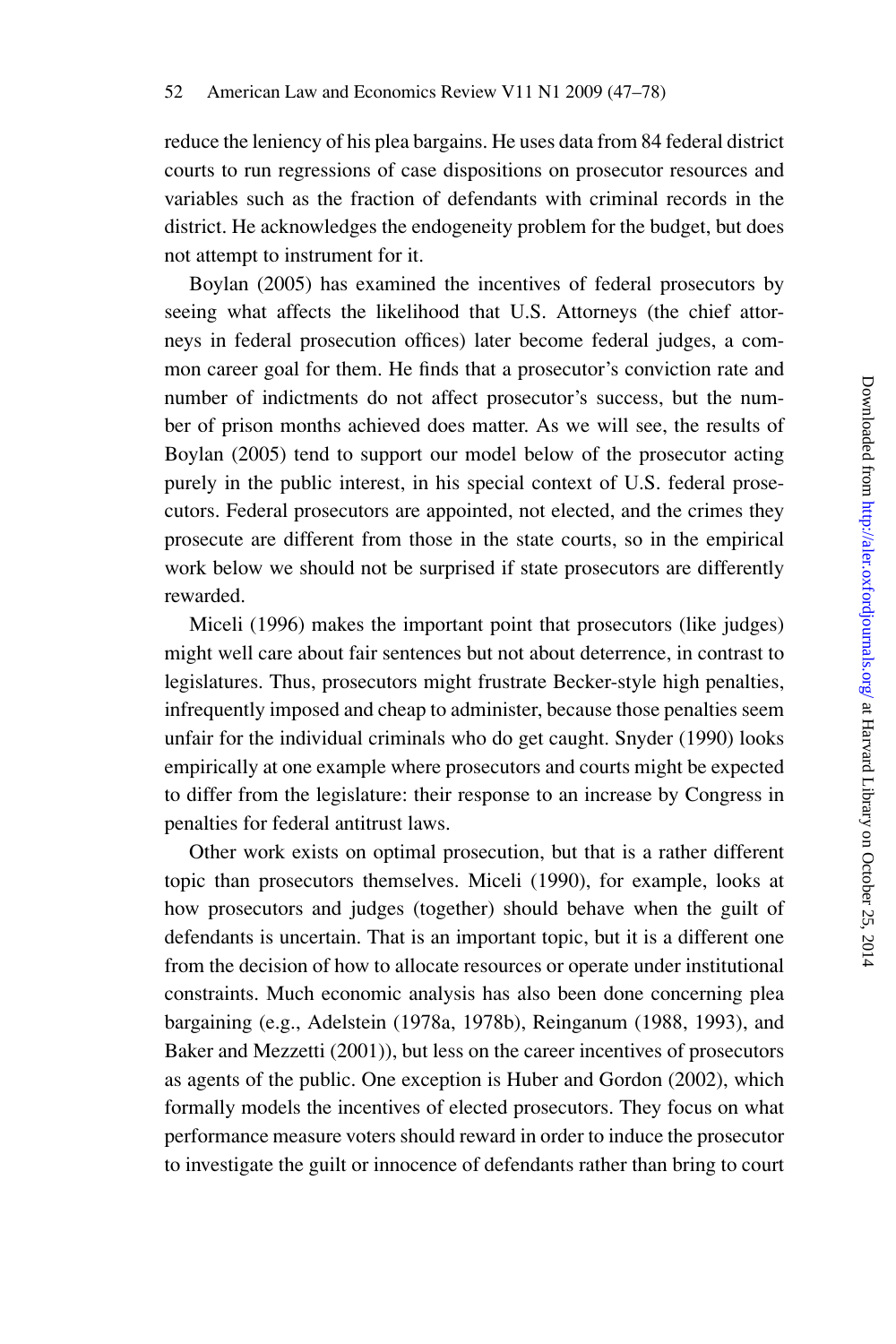reduce the leniency of his plea bargains. He uses data from 84 federal district courts to run regressions of case dispositions on prosecutor resources and variables such as the fraction of defendants with criminal records in the district. He acknowledges the endogeneity problem for the budget, but does not attempt to instrument for it.

Boylan (2005) has examined the incentives of federal prosecutors by seeing what affects the likelihood that U.S. Attorneys (the chief attorneys in federal prosecution offices) later become federal judges, a common career goal for them. He finds that a prosecutor's conviction rate and number of indictments do not affect prosecutor's success, but the number of prison months achieved does matter. As we will see, the results of Boylan (2005) tend to support our model below of the prosecutor acting purely in the public interest, in his special context of U.S. federal prosecutors. Federal prosecutors are appointed, not elected, and the crimes they prosecute are different from those in the state courts, so in the empirical work below we should not be surprised if state prosecutors are differently rewarded.

Miceli (1996) makes the important point that prosecutors (like judges) might well care about fair sentences but not about deterrence, in contrast to legislatures. Thus, prosecutors might frustrate Becker-style high penalties, infrequently imposed and cheap to administer, because those penalties seem unfair for the individual criminals who do get caught. Snyder (1990) looks empirically at one example where prosecutors and courts might be expected to differ from the legislature: their response to an increase by Congress in penalties for federal antitrust laws.

Other work exists on optimal prosecution, but that is a rather different topic than prosecutors themselves. Miceli (1990), for example, looks at how prosecutors and judges (together) should behave when the guilt of defendants is uncertain. That is an important topic, but it is a different one from the decision of how to allocate resources or operate under institutional constraints. Much economic analysis has also been done concerning plea bargaining (e.g., Adelstein (1978a, 1978b), Reinganum (1988, 1993), and Baker and Mezzetti (2001)), but less on the career incentives of prosecutors as agents of the public. One exception is Huber and Gordon (2002), which formally models the incentives of elected prosecutors. They focus on what performance measure voters should reward in order to induce the prosecutor to investigate the guilt or innocence of defendants rather than bring to court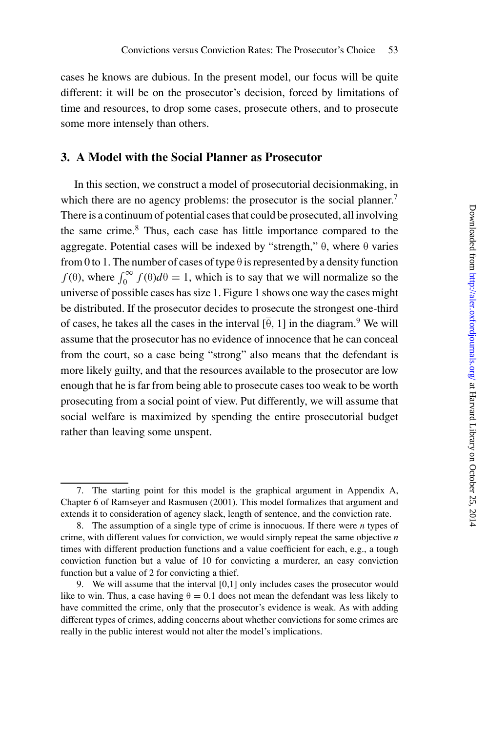cases he knows are dubious. In the present model, our focus will be quite different: it will be on the prosecutor's decision, forced by limitations of time and resources, to drop some cases, prosecute others, and to prosecute some more intensely than others.

## 3. A Model with the Social Planner as Prosecutor

In this section, we construct a model of prosecutorial decisionmaking, in which there are no agency problems: the prosecutor is the social planner.[7] There is a continuum of potential cases that could be prosecuted, all involving the same crime.[8] Thus, each case has little importance compared to the aggregate. Potential cases will be indexed by "strength," $\theta$, where $\theta$ varies from 0 to 1. The number of cases of type $\theta$ is represented by a density function $f(\theta)$, where $\int_0^\infty f(\theta)d\theta = 1$, which is to say that we will normalize so the universe of possible cases has size 1. Figure 1 shows one way the cases might be distributed. If the prosecutor decides to prosecute the strongest one-third of cases, he takes all the cases in the interval $[\overline{\theta}, 1]$ in the diagram.[9] We will assume that the prosecutor has no evidence of innocence that he can conceal from the court, so a case being "strong" also means that the defendant is more likely guilty, and that the resources available to the prosecutor are low enough that he is far from being able to prosecute cases too weak to be worth prosecuting from a social point of view. Put differently, we will assume that social welfare is maximized by spending the entire prosecutorial budget rather than leaving some unspent.

7. The starting point for this model is the graphical argument in Appendix A, Chapter 6 of Ramseyer and Rasmusen (2001). This model formalizes that argument and extends it to consideration of agency slack, length of sentence, and the conviction rate.

8. The assumption of a single type of crime is innocuous. If there were *n* types of crime, with different values for conviction, we would simply repeat the same objective *n* times with different production functions and a value coefficient for each, e.g., a tough conviction function but a value of 10 for convicting a murderer, an easy conviction function but a value of 2 for convicting a thief.

9. We will assume that the interval [0,1] only includes cases the prosecutor would like to win. Thus, a case having $\theta = 0.1$ does not mean the defendant was less likely to have committed the crime, only that the prosecutor's evidence is weak. As with adding different types of crimes, adding concerns about whether convictions for some crimes are really in the public interest would not alter the model's implications.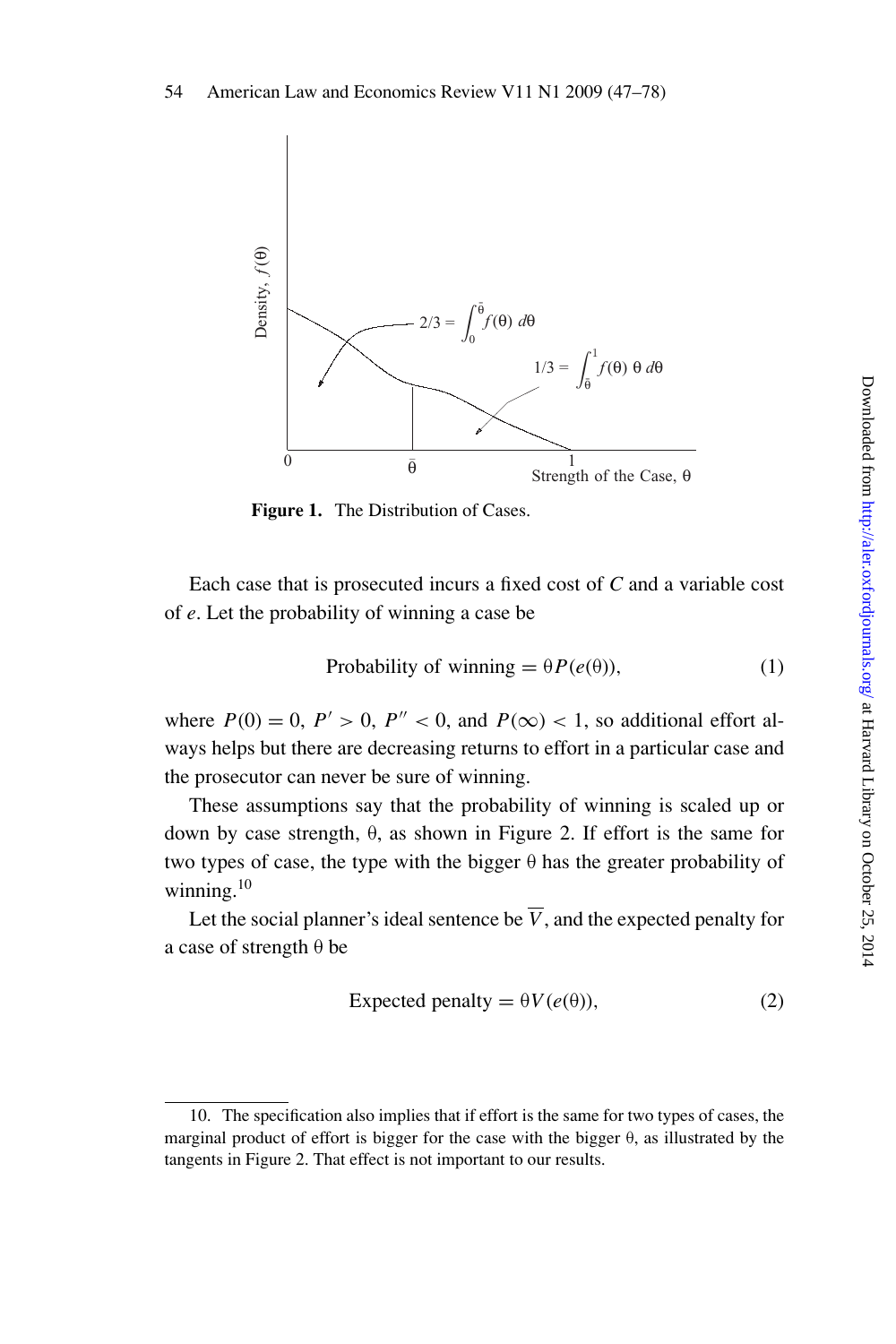Figure 1. The Distribution of Cases.

Each case that is prosecuted incurs a fixed cost of $C$ and a variable cost of $e$. Let the probability of winning a case be

$$\text{Probability of winning} = \theta P(e(\theta)), \tag{1}$$

where $P(0) = 0$, $P' > 0$, $P'' < 0$, and $P(\infty) < 1$, so additional effort always helps but there are decreasing returns to effort in a particular case and the prosecutor can never be sure of winning.

These assumptions say that the probability of winning is scaled up or down by case strength, $\theta$, as shown in Figure 2. If effort is the same for two types of case, the type with the bigger $\theta$ has the greater probability of winning.[10]

Let the social planner's ideal sentence be $\overline{V}$, and the expected penalty for a case of strength $\theta$ be

$$\text{Expected penalty} = \theta V(e(\theta)), \tag{2}$$

10. The specification also implies that if effort is the same for two types of cases, the marginal product of effort is bigger for the case with the bigger $\theta$, as illustrated by the tangents in Figure 2. That effect is not important to our results.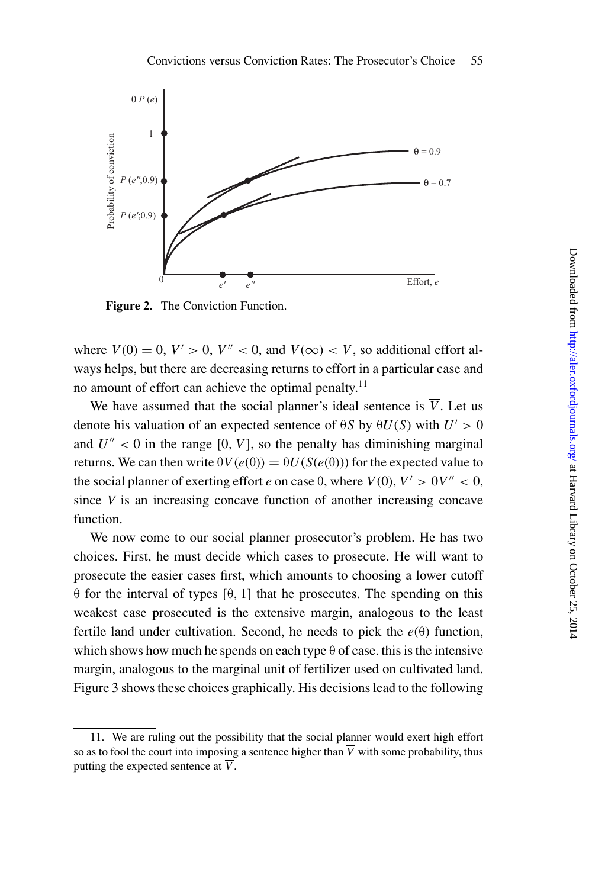**Figure 2.** The Conviction Function.

where $V(0) = 0$, $V' > 0$, $V'' < 0$, and $V(\infty) < \overline{V}$, so additional effort always helps, but there are decreasing returns to effort in a particular case and no amount of effort can achieve the optimal penalty.[11]

We have assumed that the social planner's ideal sentence is $\overline{V}$. Let us denote his valuation of an expected sentence of $\theta S$ by $\theta U(S)$ with $U' > 0$ and $U'' < 0$ in the range $[0, \overline{V}]$, so the penalty has diminishing marginal returns. We can then write $\theta V(e(\theta)) = \theta U(S(e(\theta)))$ for the expected value to the social planner of exerting effort $e$ on case $\theta$, where $V(0)$, $V' > 0 V'' < 0$, since $V$ is an increasing concave function of another increasing concave function.

We now come to our social planner prosecutor's problem. He has two choices. First, he must decide which cases to prosecute. He will want to prosecute the easier cases first, which amounts to choosing a lower cutoff $\overline{\theta}$ for the interval of types $[\overline{\theta}, 1]$ that he prosecutes. The spending on this weakest case prosecuted is the extensive margin, analogous to the least fertile land under cultivation. Second, he needs to pick the $e(\theta)$ function, which shows how much he spends on each type $\theta$ of case. this is the intensive margin, analogous to the marginal unit of fertilizer used on cultivated land. Figure 3 shows these choices graphically. His decisions lead to the following

---

11. We are ruling out the possibility that the social planner would exert high effort so as to fool the court into imposing a sentence higher than $\overline{V}$ with some probability, thus putting the expected sentence at $\overline{V}$.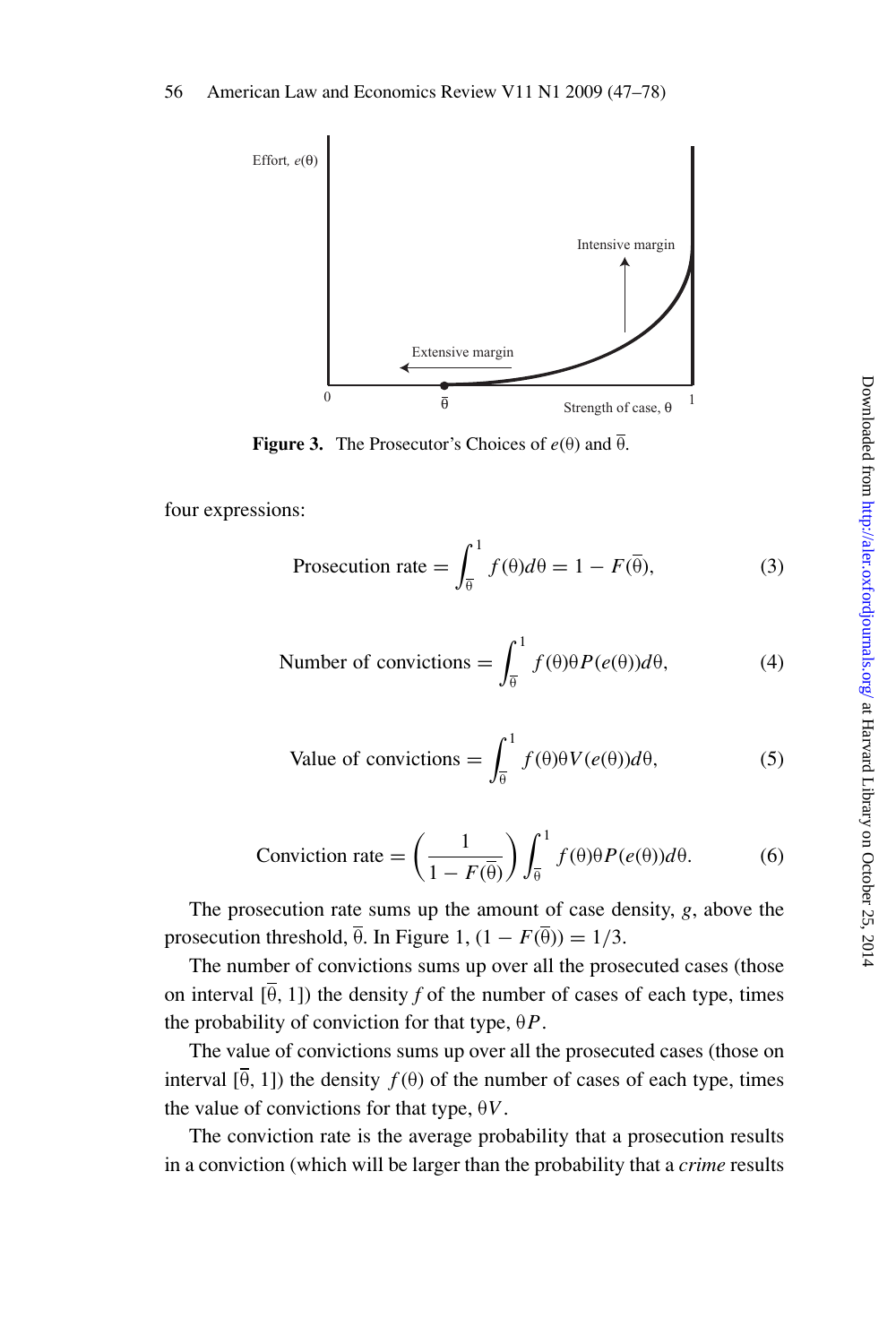**Figure 3.** The Prosecutor's Choices of $e(\theta)$ and $\overline{\theta}$.

four expressions:

$$\text{Prosecution rate} = \int_{\overline{\theta}}^{1} f(\theta)d\theta = 1 - F(\overline{\theta}), \tag{3}$$

$$\text{Number of convictions} = \int_{\overline{\theta}}^{1} f(\theta)\theta P(e(\theta))d\theta, \tag{4}$$

$$\text{Value of convictions} = \int_{\overline{\theta}}^{1} f(\theta)\theta V(e(\theta))d\theta, \tag{5}$$

$$\text{Conviction rate} = \left(\frac{1}{1 - F(\overline{\theta})}\right) \int_{\overline{\theta}}^{1} f(\theta)\theta P(e(\theta))d\theta. \tag{6}$$

The prosecution rate sums up the amount of case density, $g$, above the prosecution threshold, $\overline{\theta}$. In Figure 1, $(1 - F(\overline{\theta})) = 1/3$.

The number of convictions sums up over all the prosecuted cases (those on interval $[\overline{\theta}, 1]$) the density $f$ of the number of cases of each type, times the probability of conviction for that type, $\theta P$.

The value of convictions sums up over all the prosecuted cases (those on interval $[\overline{\theta}, 1]$) the density $f(\theta)$ of the number of cases of each type, times the value of convictions for that type, $\theta V$.

The conviction rate is the average probability that a prosecution results in a conviction (which will be larger than the probability that a *crime* results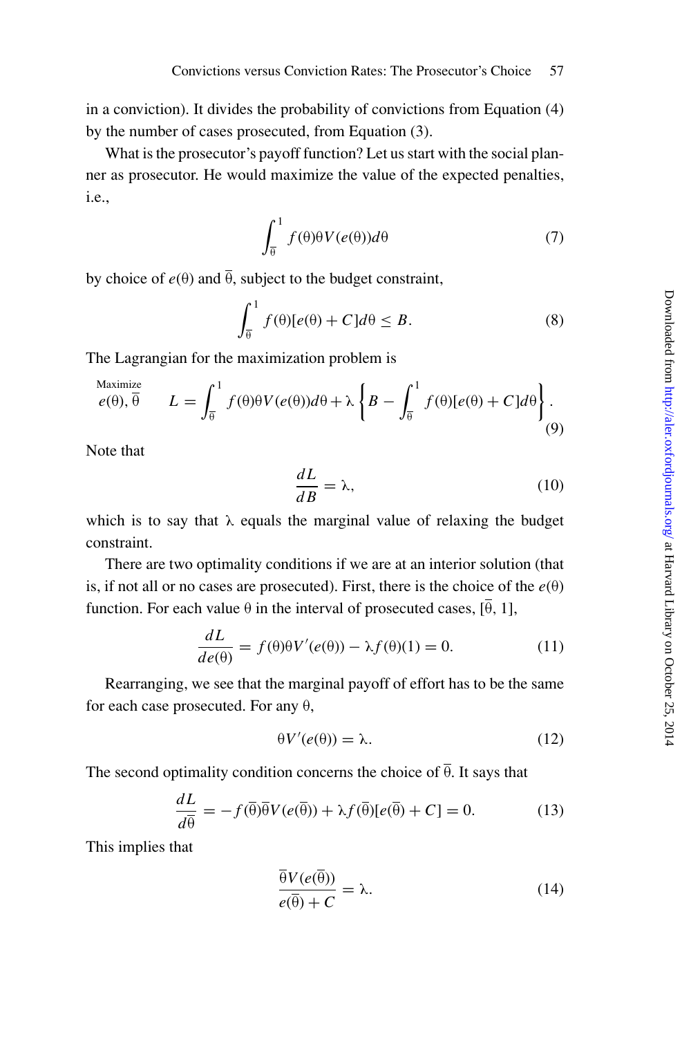in a conviction). It divides the probability of convictions from Equation (4) by the number of cases prosecuted, from Equation (3).

What is the prosecutor's payoff function? Let us start with the social planner as prosecutor. He would maximize the value of the expected penalties, i.e.,

$$\int_{\overline{\theta}}^{1} f(\theta)\theta V(e(\theta))d\theta \tag{7}$$

by choice of $e(\theta)$ and $\overline{\theta}$, subject to the budget constraint,

$$\int_{\overline{\theta}}^{1} f(\theta)[e(\theta) + C]d\theta \leq B. \tag{8}$$

The Lagrangian for the maximization problem is

$$\underset{e(\theta),\,\overline{\theta}}{\text{Maximize}} \quad L = \int_{\overline{\theta}}^{1} f(\theta)\theta V(e(\theta))d\theta + \lambda \left\{ B - \int_{\overline{\theta}}^{1} f(\theta)[e(\theta) + C]d\theta \right\}. \tag{9}$$

Note that

$$\frac{dL}{dB} = \lambda, \tag{10}$$

which is to say that $\lambda$ equals the marginal value of relaxing the budget constraint.

There are two optimality conditions if we are at an interior solution (that is, if not all or no cases are prosecuted). First, there is the choice of the $e(\theta)$ function. For each value $\theta$ in the interval of prosecuted cases, $[\overline{\theta}, 1]$,

$$\frac{dL}{de(\theta)} = f(\theta)\theta V'(e(\theta)) - \lambda f(\theta)(1) = 0. \tag{11}$$

Rearranging, we see that the marginal payoff of effort has to be the same for each case prosecuted. For any $\theta$,

$$\theta V'(e(\theta)) = \lambda. \tag{12}$$

The second optimality condition concerns the choice of $\overline{\theta}$. It says that

$$\frac{dL}{d\overline{\theta}} = -f(\overline{\theta})\overline{\theta}V(e(\overline{\theta})) + \lambda f(\overline{\theta})[e(\overline{\theta}) + C] = 0. \tag{13}$$

This implies that

$$\frac{\overline{\theta}V(e(\overline{\theta}))}{e(\overline{\theta}) + C} = \lambda. \tag{14}$$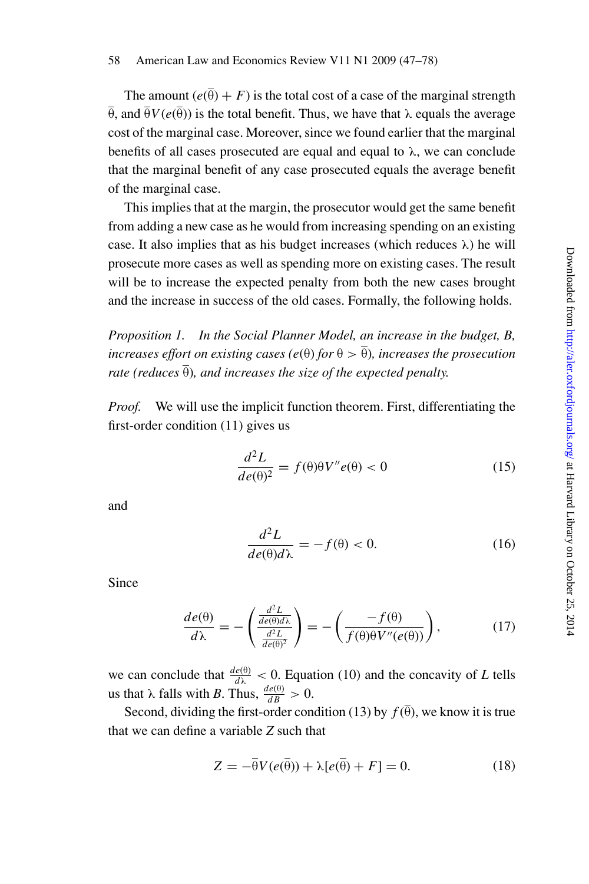The amount $(e(\overline{\theta}) + F)$ is the total cost of a case of the marginal strength $\overline{\theta}$, and $\overline{\theta}V(e(\overline{\theta}))$ is the total benefit. Thus, we have that $\lambda$ equals the average cost of the marginal case. Moreover, since we found earlier that the marginal benefits of all cases prosecuted are equal and equal to $\lambda$, we can conclude that the marginal benefit of any case prosecuted equals the average benefit of the marginal case.

This implies that at the margin, the prosecutor would get the same benefit from adding a new case as he would from increasing spending on an existing case. It also implies that as his budget increases (which reduces $\lambda$) he will prosecute more cases as well as spending more on existing cases. The result will be to increase the expected penalty from both the new cases brought and the increase in success of the old cases. Formally, the following holds.

*Proposition 1. In the Social Planner Model, an increase in the budget, B, increases effort on existing cases ($e(\theta)$ for $\theta > \overline{\theta}$), increases the prosecution rate (reduces $\overline{\theta}$), and increases the size of the expected penalty.*

*Proof.* We will use the implicit function theorem. First, differentiating the first-order condition (11) gives us

$$\frac{d^2L}{de(\theta)^2} = f(\theta)\theta V''e(\theta) < 0 \tag{15}$$

and

$$\frac{d^2L}{de(\theta)d\lambda} = -f(\theta) < 0. \tag{16}$$

Since

$$\frac{de(\theta)}{d\lambda} = -\left(\frac{\frac{d^2L}{de(\theta)d\lambda}}{\frac{d^2L}{de(\theta)^2}}\right) = -\left(\frac{-f(\theta)}{f(\theta)\theta V''(e(\theta))}\right), \tag{17}$$

we can conclude that $\frac{de(\theta)}{d\lambda} < 0$. Equation (10) and the concavity of $L$ tells us that $\lambda$ falls with $B$. Thus, $\frac{de(\theta)}{dB} > 0$.

Second, dividing the first-order condition (13) by $f(\overline{\theta})$, we know it is true that we can define a variable $Z$ such that

$$Z = -\overline{\theta}V(e(\overline{\theta})) + \lambda[e(\overline{\theta}) + F] = 0. \tag{18}$$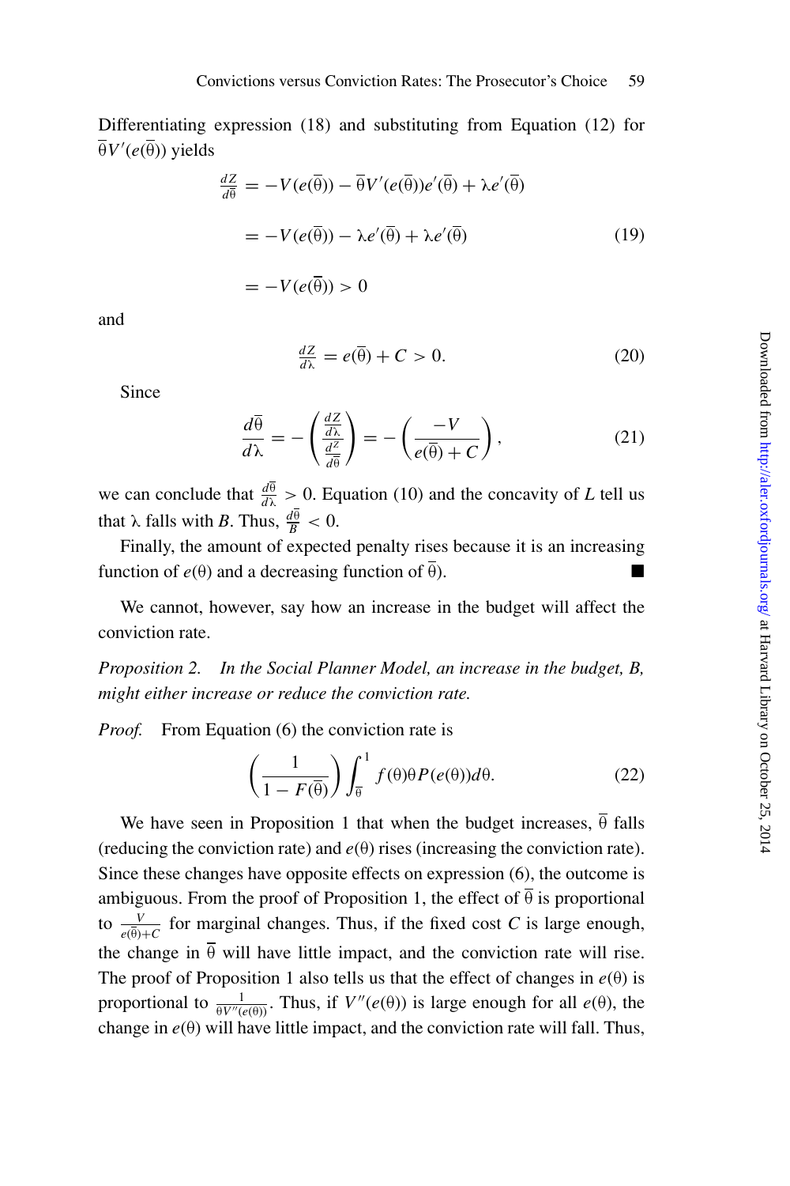Differentiating expression (18) and substituting from Equation (12) for $\overline{\theta}V'(e(\overline{\theta}))$ yields

$$
\begin{aligned}
\frac{dZ}{d\overline{\theta}} &= -V(e(\overline{\theta})) - \overline{\theta}V'(e(\overline{\theta}))e'(\overline{\theta}) + \lambda e'(\overline{\theta}) \\
&= -V(e(\overline{\theta})) - \lambda e'(\overline{\theta}) + \lambda e'(\overline{\theta}) \qquad (19) \\
&= -V(e(\overline{\theta})) > 0
\end{aligned}
$$

and

$$
\frac{dZ}{d\lambda} = e(\overline{\theta}) + C > 0. \tag{20}
$$

Since

$$
\frac{d\overline{\theta}}{d\lambda} = -\left(\frac{\frac{dZ}{d\lambda}}{\frac{dZ}{d\overline{\theta}}}\right) = -\left(\frac{-V}{e(\overline{\theta}) + C}\right), \tag{21}
$$

we can conclude that $\frac{d\overline{\theta}}{d\lambda} > 0$. Equation (10) and the concavity of $L$ tell us that $\lambda$ falls with $B$. Thus, $\frac{d\overline{\theta}}{B} < 0$.

Finally, the amount of expected penalty rises because it is an increasing function of $e(\theta)$ and a decreasing function of $\overline{\theta}$). ■

We cannot, however, say how an increase in the budget will affect the conviction rate.

*Proposition 2. In the Social Planner Model, an increase in the budget, B, might either increase or reduce the conviction rate.*

*Proof.* From Equation (6) the conviction rate is

$$
\left(\frac{1}{1 - F(\overline{\theta})}\right) \int_{\overline{\theta}}^{1} f(\theta)\theta P(e(\theta))d\theta. \tag{22}
$$

We have seen in Proposition 1 that when the budget increases, $\overline{\theta}$ falls (reducing the conviction rate) and $e(\theta)$ rises (increasing the conviction rate). Since these changes have opposite effects on expression (6), the outcome is ambiguous. From the proof of Proposition 1, the effect of $\overline{\theta}$ is proportional to $\frac{V}{e(\overline{\theta})+C}$ for marginal changes. Thus, if the fixed cost $C$ is large enough, the change in $\overline{\theta}$ will have little impact, and the conviction rate will rise. The proof of Proposition 1 also tells us that the effect of changes in $e(\theta)$ is proportional to $\frac{1}{\theta V''(e(\theta))}$. Thus, if $V''(e(\theta))$ is large enough for all $e(\theta)$, the change in $e(\theta)$ will have little impact, and the conviction rate will fall. Thus,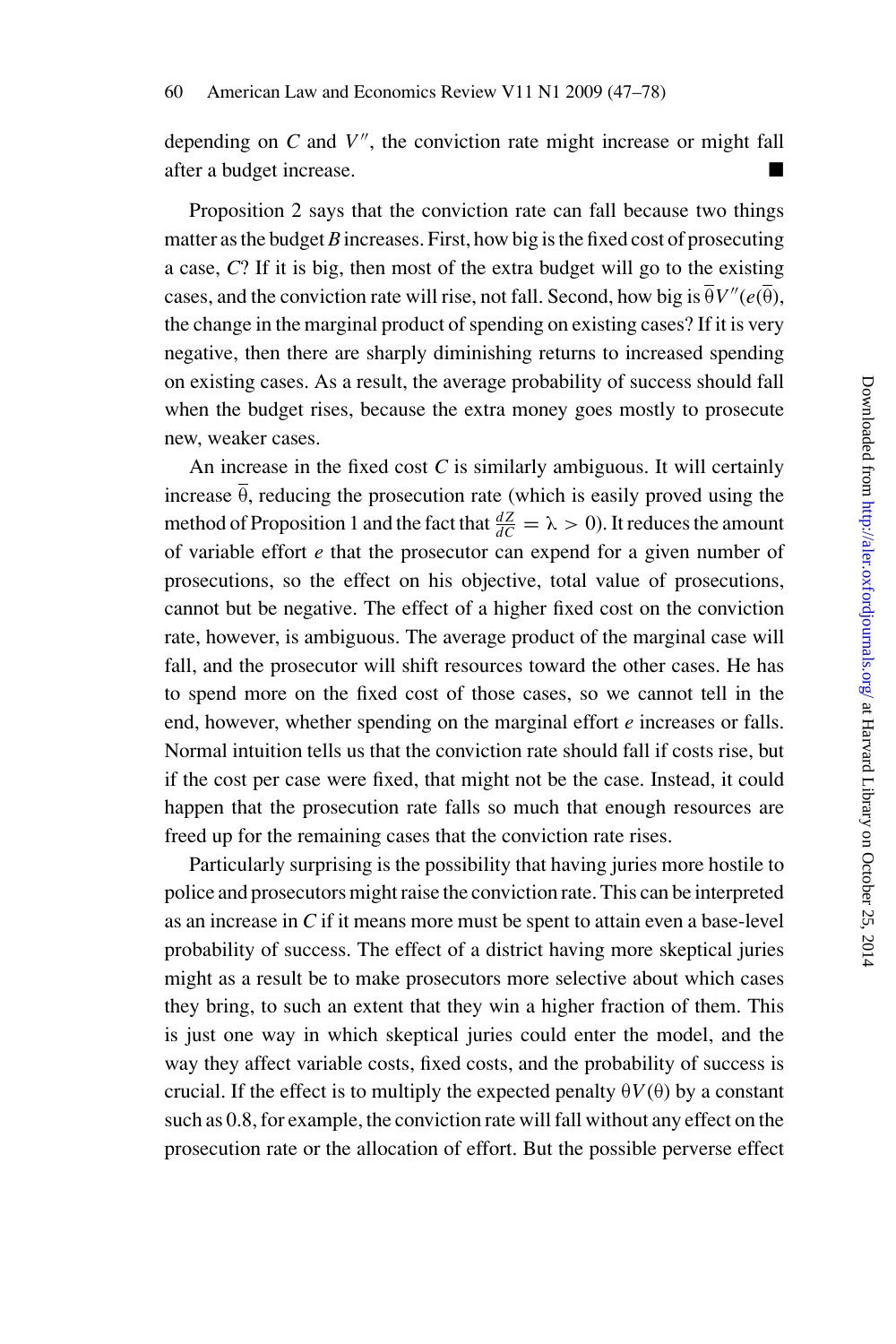depending on $C$ and $V''$, the conviction rate might increase or might fall after a budget increase. ■

Proposition 2 says that the conviction rate can fall because two things matter as the budget $B$ increases. First, how big is the fixed cost of prosecuting a case, $C$? If it is big, then most of the extra budget will go to the existing cases, and the conviction rate will rise, not fall. Second, how big is $\overline{\theta}V''(e(\overline{\theta})$, the change in the marginal product of spending on existing cases? If it is very negative, then there are sharply diminishing returns to increased spending on existing cases. As a result, the average probability of success should fall when the budget rises, because the extra money goes mostly to prosecute new, weaker cases.

An increase in the fixed cost $C$ is similarly ambiguous. It will certainly increase $\overline{\theta}$, reducing the prosecution rate (which is easily proved using the method of Proposition 1 and the fact that $\frac{dZ}{dC} = \lambda > 0$). It reduces the amount of variable effort $e$ that the prosecutor can expend for a given number of prosecutions, so the effect on his objective, total value of prosecutions, cannot but be negative. The effect of a higher fixed cost on the conviction rate, however, is ambiguous. The average product of the marginal case will fall, and the prosecutor will shift resources toward the other cases. He has to spend more on the fixed cost of those cases, so we cannot tell in the end, however, whether spending on the marginal effort $e$ increases or falls. Normal intuition tells us that the conviction rate should fall if costs rise, but if the cost per case were fixed, that might not be the case. Instead, it could happen that the prosecution rate falls so much that enough resources are freed up for the remaining cases that the conviction rate rises.

Particularly surprising is the possibility that having juries more hostile to police and prosecutors might raise the conviction rate. This can be interpreted as an increase in $C$ if it means more must be spent to attain even a base-level probability of success. The effect of a district having more skeptical juries might as a result be to make prosecutors more selective about which cases they bring, to such an extent that they win a higher fraction of them. This is just one way in which skeptical juries could enter the model, and the way they affect variable costs, fixed costs, and the probability of success is crucial. If the effect is to multiply the expected penalty $\theta V(\theta)$ by a constant such as 0.8, for example, the conviction rate will fall without any effect on the prosecution rate or the allocation of effort. But the possible perverse effect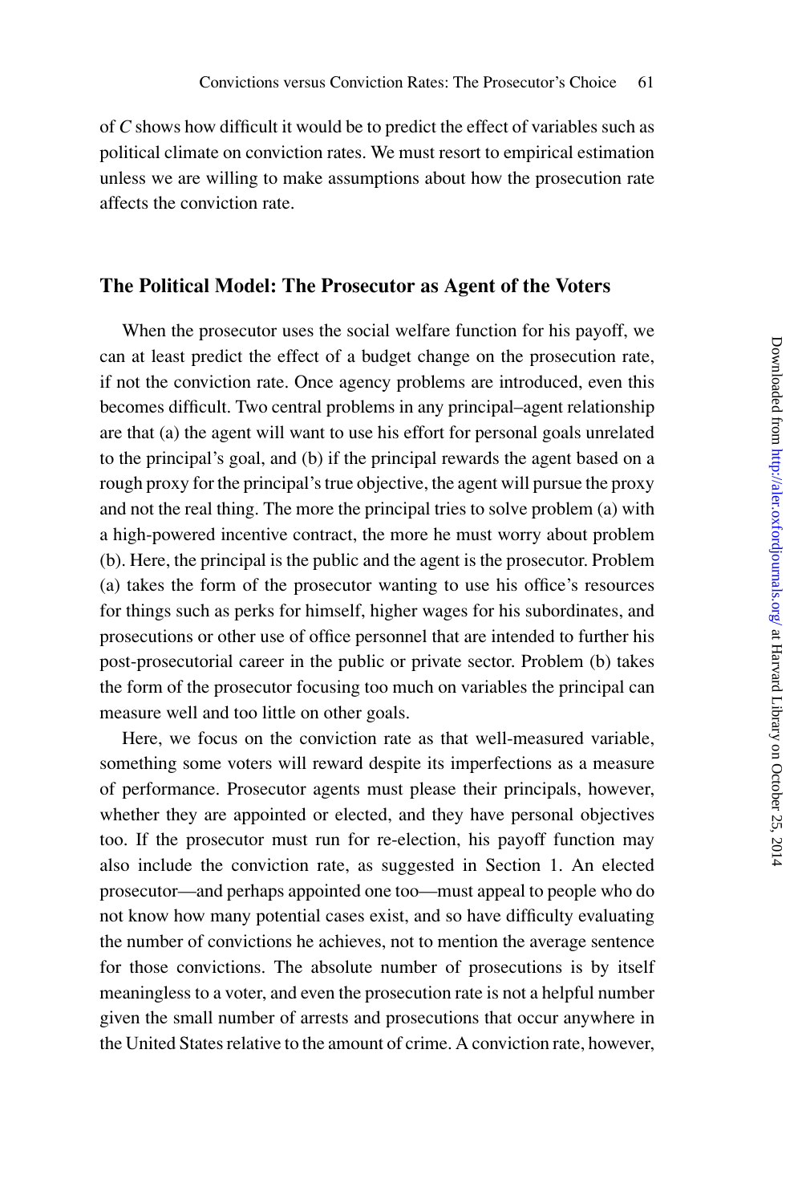of $C$ shows how difficult it would be to predict the effect of variables such as political climate on conviction rates. We must resort to empirical estimation unless we are willing to make assumptions about how the prosecution rate affects the conviction rate.

## The Political Model: The Prosecutor as Agent of the Voters

When the prosecutor uses the social welfare function for his payoff, we can at least predict the effect of a budget change on the prosecution rate, if not the conviction rate. Once agency problems are introduced, even this becomes difficult. Two central problems in any principal–agent relationship are that (a) the agent will want to use his effort for personal goals unrelated to the principal's goal, and (b) if the principal rewards the agent based on a rough proxy for the principal's true objective, the agent will pursue the proxy and not the real thing. The more the principal tries to solve problem (a) with a high-powered incentive contract, the more he must worry about problem (b). Here, the principal is the public and the agent is the prosecutor. Problem (a) takes the form of the prosecutor wanting to use his office's resources for things such as perks for himself, higher wages for his subordinates, and prosecutions or other use of office personnel that are intended to further his post-prosecutorial career in the public or private sector. Problem (b) takes the form of the prosecutor focusing too much on variables the principal can measure well and too little on other goals.

Here, we focus on the conviction rate as that well-measured variable, something some voters will reward despite its imperfections as a measure of performance. Prosecutor agents must please their principals, however, whether they are appointed or elected, and they have personal objectives too. If the prosecutor must run for re-election, his payoff function may also include the conviction rate, as suggested in Section 1. An elected prosecutor—and perhaps appointed one too—must appeal to people who do not know how many potential cases exist, and so have difficulty evaluating the number of convictions he achieves, not to mention the average sentence for those convictions. The absolute number of prosecutions is by itself meaningless to a voter, and even the prosecution rate is not a helpful number given the small number of arrests and prosecutions that occur anywhere in the United States relative to the amount of crime. A conviction rate, however,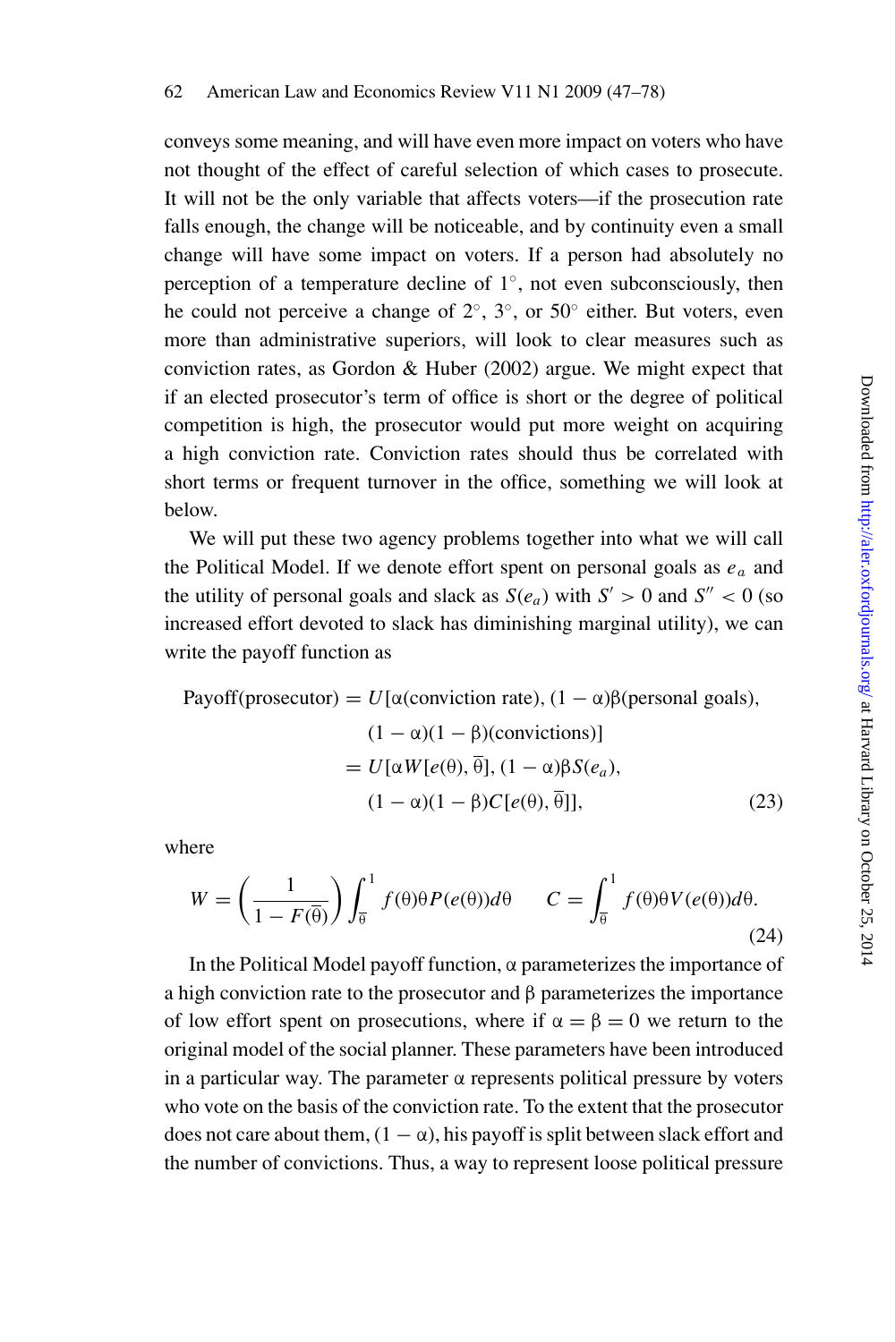conveys some meaning, and will have even more impact on voters who have not thought of the effect of careful selection of which cases to prosecute. It will not be the only variable that affects voters—if the prosecution rate falls enough, the change will be noticeable, and by continuity even a small change will have some impact on voters. If a person had absolutely no perception of a temperature decline of $1^\circ$, not even subconsciously, then he could not perceive a change of $2^\circ$, $3^\circ$, or $50^\circ$ either. But voters, even more than administrative superiors, will look to clear measures such as conviction rates, as Gordon & Huber (2002) argue. We might expect that if an elected prosecutor's term of office is short or the degree of political competition is high, the prosecutor would put more weight on acquiring a high conviction rate. Conviction rates should thus be correlated with short terms or frequent turnover in the office, something we will look at below.

We will put these two agency problems together into what we will call the Political Model. If we denote effort spent on personal goals as $e_a$ and the utility of personal goals and slack as $S(e_a)$ with $S' > 0$ and $S'' < 0$ (so increased effort devoted to slack has diminishing marginal utility), we can write the payoff function as

$$\begin{aligned}
\text{Payoff(prosecutor)} &= U[\alpha(\text{conviction rate}), (1-\alpha)\beta(\text{personal goals}), \\
&\qquad (1-\alpha)(1-\beta)(\text{convictions})] \\
&= U[\alpha W[e(\theta), \overline{\theta}], (1-\alpha)\beta S(e_a), \\
&\qquad (1-\alpha)(1-\beta) C[e(\theta), \overline{\theta}]],
\end{aligned} \tag{23}$$

where

$$W = \left(\frac{1}{1 - F(\overline{\theta})}\right) \int_{\overline{\theta}}^{1} f(\theta)\theta P(e(\theta))d\theta \qquad C = \int_{\overline{\theta}}^{1} f(\theta)\theta V(e(\theta))d\theta. \tag{24}$$

In the Political Model payoff function, $\alpha$ parameterizes the importance of a high conviction rate to the prosecutor and $\beta$ parameterizes the importance of low effort spent on prosecutions, where if $\alpha = \beta = 0$ we return to the original model of the social planner. These parameters have been introduced in a particular way. The parameter $\alpha$ represents political pressure by voters who vote on the basis of the conviction rate. To the extent that the prosecutor does not care about them, $(1 - \alpha)$, his payoff is split between slack effort and the number of convictions. Thus, a way to represent loose political pressure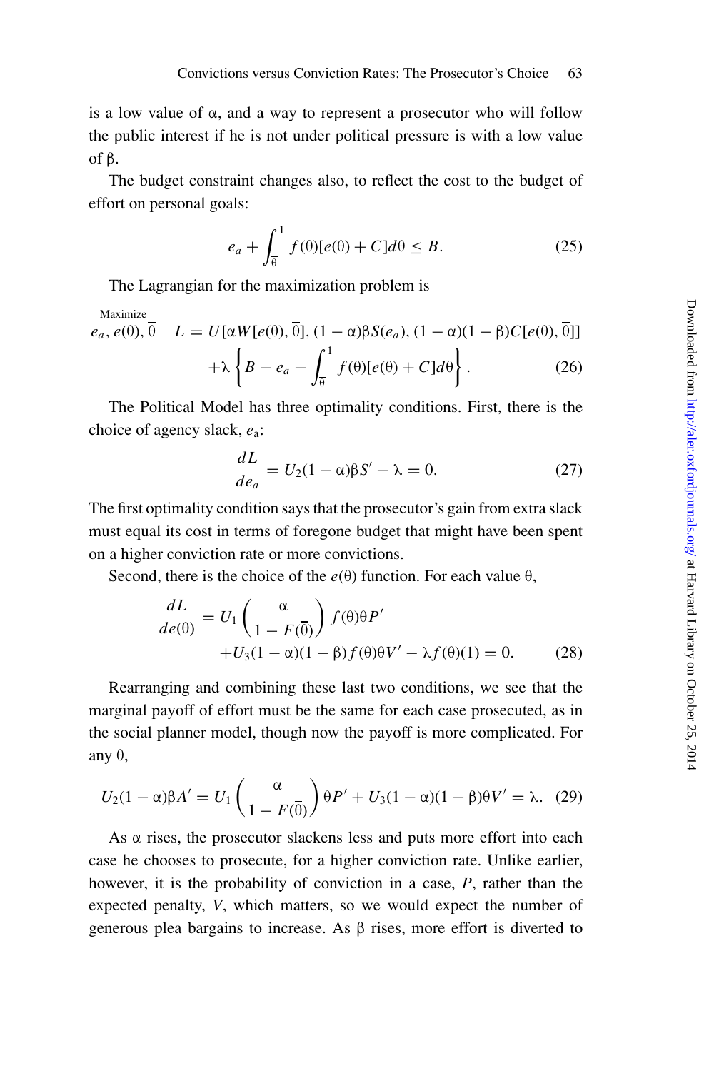is a low value of $\alpha$, and a way to represent a prosecutor who will follow the public interest if he is not under political pressure is with a low value of $\beta$.

The budget constraint changes also, to reflect the cost to the budget of effort on personal goals:

$$e_a + \int_{\overline{\theta}}^{1} f(\theta)[e(\theta) + C]d\theta \leq B. \tag{25}$$

The Lagrangian for the maximization problem is

$$\underset{e_a,\, e(\theta),\, \overline{\theta}}{\text{Maximize}} \quad L = U[\alpha W[e(\theta), \overline{\theta}], (1-\alpha)\beta S(e_a), (1-\alpha)(1-\beta)C[e(\theta), \overline{\theta}]] + \lambda \left\{ B - e_a - \int_{\overline{\theta}}^{1} f(\theta)[e(\theta) + C]d\theta \right\}. \tag{26}$$

The Political Model has three optimality conditions. First, there is the choice of agency slack, $e_a$:

$$\frac{dL}{de_a} = U_2(1-\alpha)\beta S' - \lambda = 0. \tag{27}$$

The first optimality condition says that the prosecutor's gain from extra slack must equal its cost in terms of foregone budget that might have been spent on a higher conviction rate or more convictions.

Second, there is the choice of the $e(\theta)$ function. For each value $\theta$,

$$\frac{dL}{de(\theta)} = U_1\left(\frac{\alpha}{1 - F(\overline{\theta})}\right) f(\theta)\theta P' + U_3(1-\alpha)(1-\beta) f(\theta)\theta V' - \lambda f(\theta)(1) = 0. \tag{28}$$

Rearranging and combining these last two conditions, we see that the marginal payoff of effort must be the same for each case prosecuted, as in the social planner model, though now the payoff is more complicated. For any $\theta$,

$$U_2(1-\alpha)\beta A' = U_1\left(\frac{\alpha}{1 - F(\overline{\theta})}\right)\theta P' + U_3(1-\alpha)(1-\beta)\theta V' = \lambda. \tag{29}$$

As $\alpha$ rises, the prosecutor slackens less and puts more effort into each case he chooses to prosecute, for a higher conviction rate. Unlike earlier, however, it is the probability of conviction in a case, $P$, rather than the expected penalty, $V$, which matters, so we would expect the number of generous plea bargains to increase. As $\beta$ rises, more effort is diverted to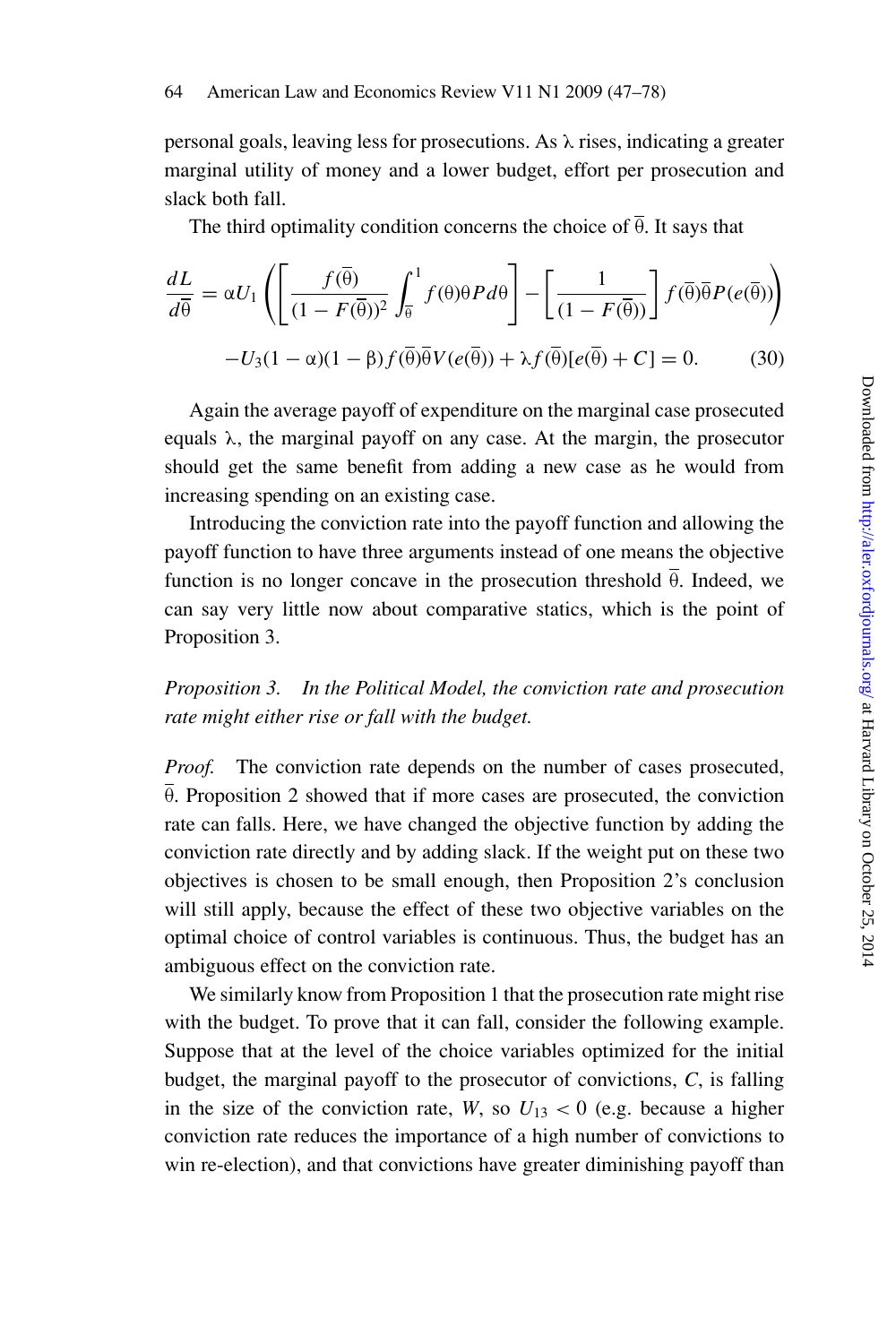personal goals, leaving less for prosecutions. As $\lambda$ rises, indicating a greater marginal utility of money and a lower budget, effort per prosecution and slack both fall.

The third optimality condition concerns the choice of $\overline{\theta}$. It says that

$$\frac{dL}{d\overline{\theta}} = \alpha U_1 \left( \left[ \frac{f(\overline{\theta})}{(1 - F(\overline{\theta}))^2} \int_{\overline{\theta}}^{1} f(\theta)\theta P d\theta \right] - \left[ \frac{1}{(1 - F(\overline{\theta}))} \right] f(\overline{\theta})\overline{\theta} P(e(\overline{\theta})) \right)$$
$$- U_3(1 - \alpha)(1 - \beta) f(\overline{\theta})\overline{\theta} V(e(\overline{\theta})) + \lambda f(\overline{\theta})[e(\overline{\theta}) + C] = 0. \tag{30}$$

Again the average payoff of expenditure on the marginal case prosecuted equals $\lambda$, the marginal payoff on any case. At the margin, the prosecutor should get the same benefit from adding a new case as he would from increasing spending on an existing case.

Introducing the conviction rate into the payoff function and allowing the payoff function to have three arguments instead of one means the objective function is no longer concave in the prosecution threshold $\overline{\theta}$. Indeed, we can say very little now about comparative statics, which is the point of Proposition 3.

*Proposition 3. In the Political Model, the conviction rate and prosecution rate might either rise or fall with the budget.*

*Proof.* The conviction rate depends on the number of cases prosecuted, $\overline{\theta}$. Proposition 2 showed that if more cases are prosecuted, the conviction rate can falls. Here, we have changed the objective function by adding the conviction rate directly and by adding slack. If the weight put on these two objectives is chosen to be small enough, then Proposition 2's conclusion will still apply, because the effect of these two objective variables on the optimal choice of control variables is continuous. Thus, the budget has an ambiguous effect on the conviction rate.

We similarly know from Proposition 1 that the prosecution rate might rise with the budget. To prove that it can fall, consider the following example. Suppose that at the level of the choice variables optimized for the initial budget, the marginal payoff to the prosecutor of convictions, $C$, is falling in the size of the conviction rate, $W$, so $U_{13} < 0$ (e.g. because a higher conviction rate reduces the importance of a high number of convictions to win re-election), and that convictions have greater diminishing payoff than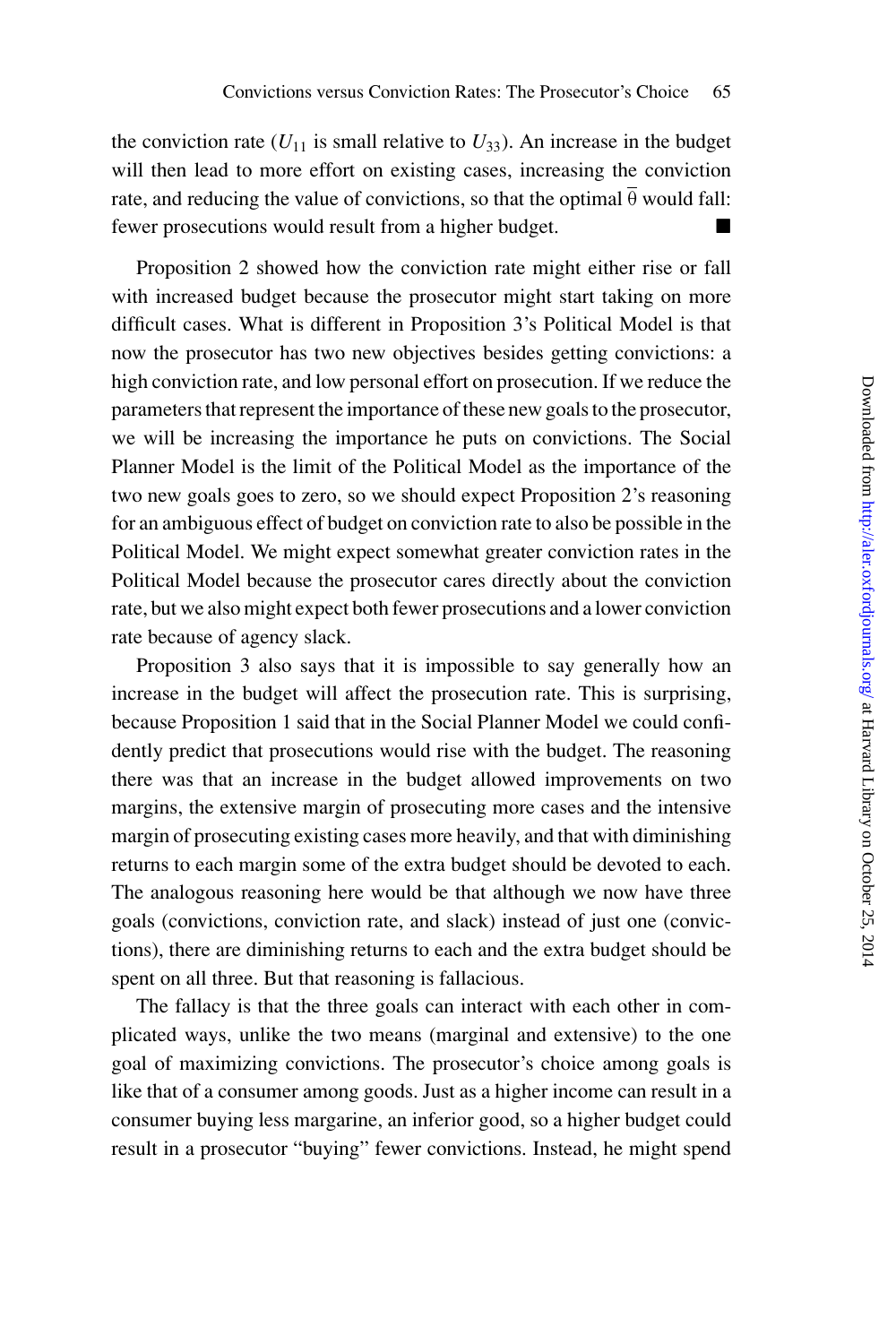the conviction rate ($U_{11}$ is small relative to $U_{33}$). An increase in the budget will then lead to more effort on existing cases, increasing the conviction rate, and reducing the value of convictions, so that the optimal $\overline{\theta}$ would fall: fewer prosecutions would result from a higher budget. ■

Proposition 2 showed how the conviction rate might either rise or fall with increased budget because the prosecutor might start taking on more difficult cases. What is different in Proposition 3's Political Model is that now the prosecutor has two new objectives besides getting convictions: a high conviction rate, and low personal effort on prosecution. If we reduce the parameters that represent the importance of these new goals to the prosecutor, we will be increasing the importance he puts on convictions. The Social Planner Model is the limit of the Political Model as the importance of the two new goals goes to zero, so we should expect Proposition 2's reasoning for an ambiguous effect of budget on conviction rate to also be possible in the Political Model. We might expect somewhat greater conviction rates in the Political Model because the prosecutor cares directly about the conviction rate, but we also might expect both fewer prosecutions and a lower conviction rate because of agency slack.

Proposition 3 also says that it is impossible to say generally how an increase in the budget will affect the prosecution rate. This is surprising, because Proposition 1 said that in the Social Planner Model we could confidently predict that prosecutions would rise with the budget. The reasoning there was that an increase in the budget allowed improvements on two margins, the extensive margin of prosecuting more cases and the intensive margin of prosecuting existing cases more heavily, and that with diminishing returns to each margin some of the extra budget should be devoted to each. The analogous reasoning here would be that although we now have three goals (convictions, conviction rate, and slack) instead of just one (convictions), there are diminishing returns to each and the extra budget should be spent on all three. But that reasoning is fallacious.

The fallacy is that the three goals can interact with each other in complicated ways, unlike the two means (marginal and extensive) to the one goal of maximizing convictions. The prosecutor's choice among goals is like that of a consumer among goods. Just as a higher income can result in a consumer buying less margarine, an inferior good, so a higher budget could result in a prosecutor "buying" fewer convictions. Instead, he might spend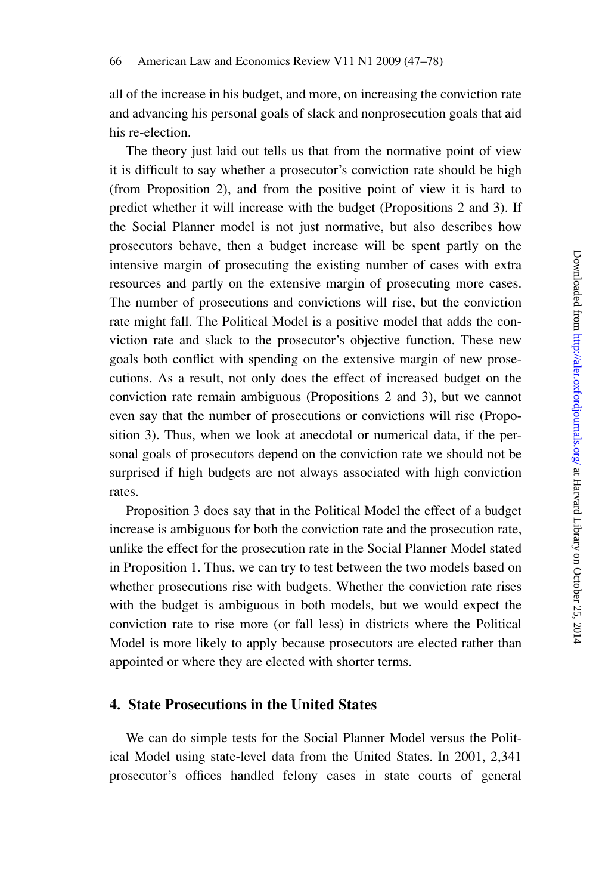all of the increase in his budget, and more, on increasing the conviction rate and advancing his personal goals of slack and nonprosecution goals that aid his re-election.

The theory just laid out tells us that from the normative point of view it is difficult to say whether a prosecutor's conviction rate should be high (from Proposition 2), and from the positive point of view it is hard to predict whether it will increase with the budget (Propositions 2 and 3). If the Social Planner model is not just normative, but also describes how prosecutors behave, then a budget increase will be spent partly on the intensive margin of prosecuting the existing number of cases with extra resources and partly on the extensive margin of prosecuting more cases. The number of prosecutions and convictions will rise, but the conviction rate might fall. The Political Model is a positive model that adds the conviction rate and slack to the prosecutor's objective function. These new goals both conflict with spending on the extensive margin of new prosecutions. As a result, not only does the effect of increased budget on the conviction rate remain ambiguous (Propositions 2 and 3), but we cannot even say that the number of prosecutions or convictions will rise (Proposition 3). Thus, when we look at anecdotal or numerical data, if the personal goals of prosecutors depend on the conviction rate we should not be surprised if high budgets are not always associated with high conviction rates.

Proposition 3 does say that in the Political Model the effect of a budget increase is ambiguous for both the conviction rate and the prosecution rate, unlike the effect for the prosecution rate in the Social Planner Model stated in Proposition 1. Thus, we can try to test between the two models based on whether prosecutions rise with budgets. Whether the conviction rate rises with the budget is ambiguous in both models, but we would expect the conviction rate to rise more (or fall less) in districts where the Political Model is more likely to apply because prosecutors are elected rather than appointed or where they are elected with shorter terms.

## 4. State Prosecutions in the United States

We can do simple tests for the Social Planner Model versus the Political Model using state-level data from the United States. In 2001, 2,341 prosecutor's offices handled felony cases in state courts of general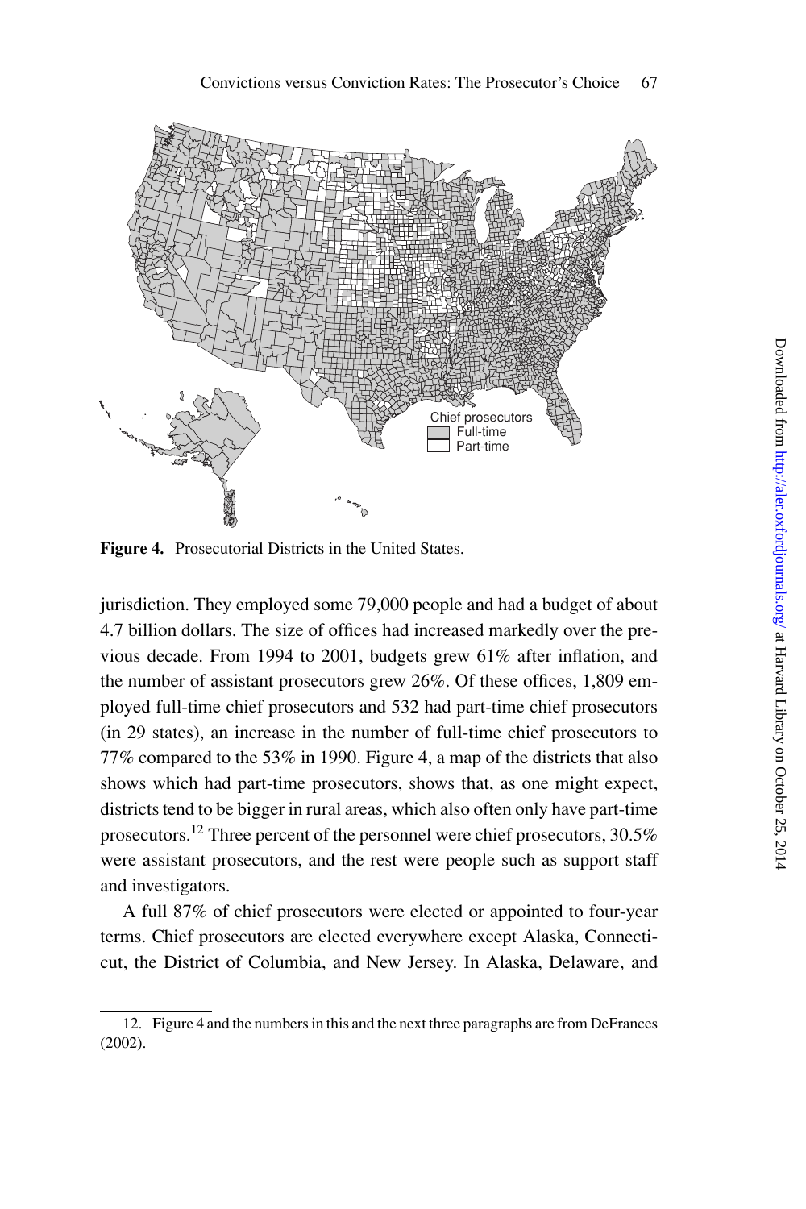**Figure 4.** Prosecutorial Districts in the United States.

jurisdiction. They employed some 79,000 people and had a budget of about 4.7 billion dollars. The size of offices had increased markedly over the previous decade. From 1994 to 2001, budgets grew 61% after inflation, and the number of assistant prosecutors grew 26%. Of these offices, 1,809 employed full-time chief prosecutors and 532 had part-time chief prosecutors (in 29 states), an increase in the number of full-time chief prosecutors to 77% compared to the 53% in 1990. Figure 4, a map of the districts that also shows which had part-time prosecutors, shows that, as one might expect, districts tend to be bigger in rural areas, which also often only have part-time prosecutors.[12] Three percent of the personnel were chief prosecutors, 30.5% were assistant prosecutors, and the rest were people such as support staff and investigators.

A full 87% of chief prosecutors were elected or appointed to four-year terms. Chief prosecutors are elected everywhere except Alaska, Connecticut, the District of Columbia, and New Jersey. In Alaska, Delaware, and

12. Figure 4 and the numbers in this and the next three paragraphs are from DeFrances (2002).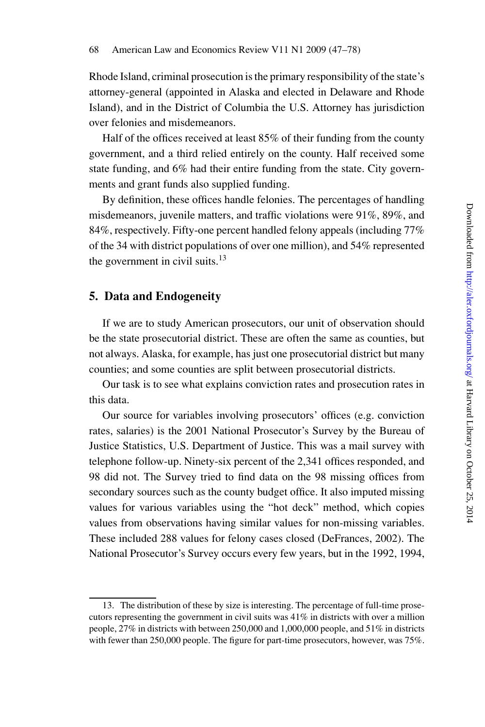Rhode Island, criminal prosecution is the primary responsibility of the state's attorney-general (appointed in Alaska and elected in Delaware and Rhode Island), and in the District of Columbia the U.S. Attorney has jurisdiction over felonies and misdemeanors.

Half of the offices received at least 85% of their funding from the county government, and a third relied entirely on the county. Half received some state funding, and 6% had their entire funding from the state. City governments and grant funds also supplied funding.

By definition, these offices handle felonies. The percentages of handling misdemeanors, juvenile matters, and traffic violations were 91%, 89%, and 84%, respectively. Fifty-one percent handled felony appeals (including 77% of the 34 with district populations of over one million), and 54% represented the government in civil suits.[13]

## 5. Data and Endogeneity

If we are to study American prosecutors, our unit of observation should be the state prosecutorial district. These are often the same as counties, but not always. Alaska, for example, has just one prosecutorial district but many counties; and some counties are split between prosecutorial districts.

Our task is to see what explains conviction rates and prosecution rates in this data.

Our source for variables involving prosecutors' offices (e.g. conviction rates, salaries) is the 2001 National Prosecutor's Survey by the Bureau of Justice Statistics, U.S. Department of Justice. This was a mail survey with telephone follow-up. Ninety-six percent of the 2,341 offices responded, and 98 did not. The Survey tried to find data on the 98 missing offices from secondary sources such as the county budget office. It also imputed missing values for various variables using the "hot deck" method, which copies values from observations having similar values for non-missing variables. These included 288 values for felony cases closed (DeFrances, 2002). The National Prosecutor's Survey occurs every few years, but in the 1992, 1994,

---

13. The distribution of these by size is interesting. The percentage of full-time prosecutors representing the government in civil suits was 41% in districts with over a million people, 27% in districts with between 250,000 and 1,000,000 people, and 51% in districts with fewer than 250,000 people. The figure for part-time prosecutors, however, was 75%.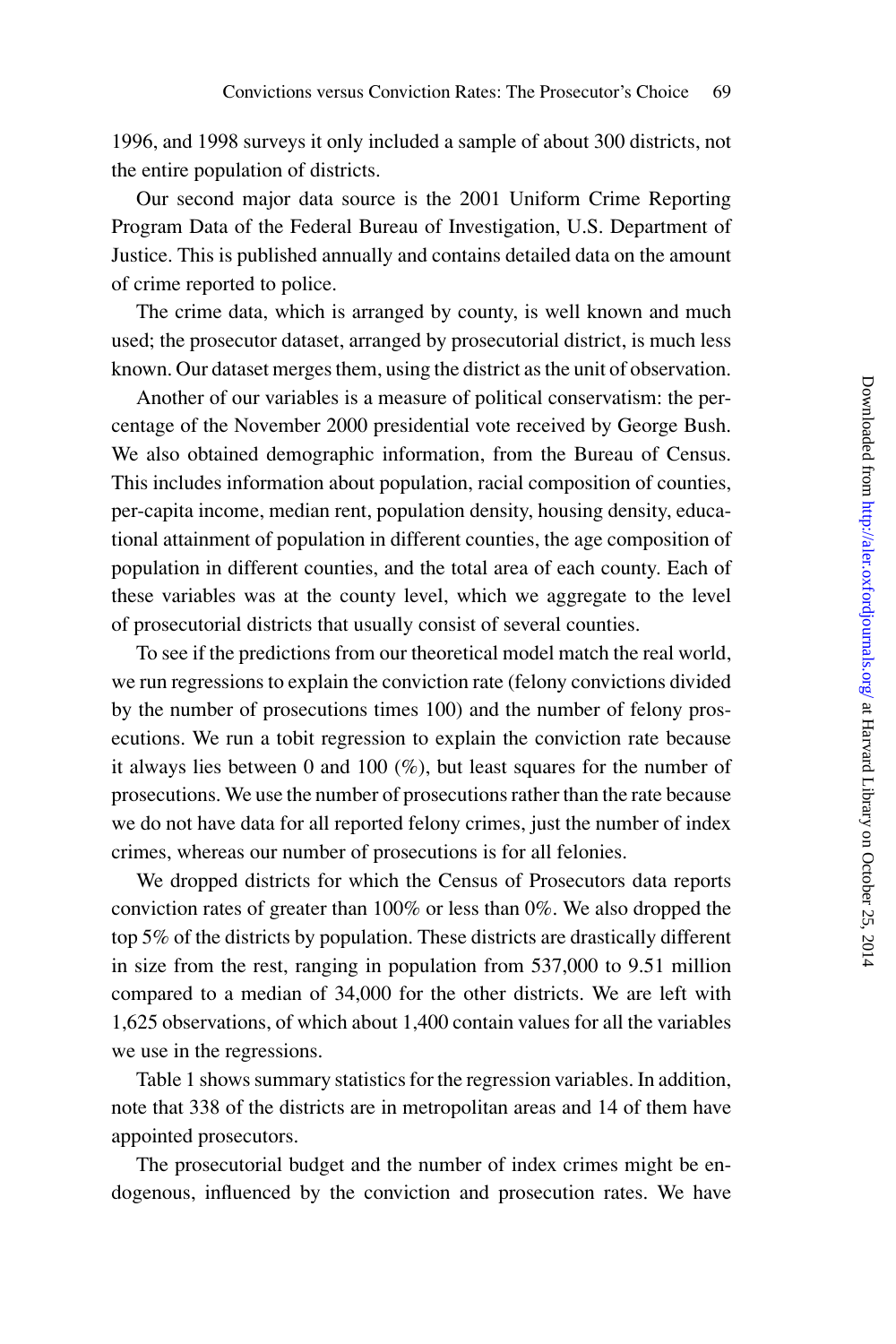1996, and 1998 surveys it only included a sample of about 300 districts, not the entire population of districts.

Our second major data source is the 2001 Uniform Crime Reporting Program Data of the Federal Bureau of Investigation, U.S. Department of Justice. This is published annually and contains detailed data on the amount of crime reported to police.

The crime data, which is arranged by county, is well known and much used; the prosecutor dataset, arranged by prosecutorial district, is much less known. Our dataset merges them, using the district as the unit of observation.

Another of our variables is a measure of political conservatism: the percentage of the November 2000 presidential vote received by George Bush. We also obtained demographic information, from the Bureau of Census. This includes information about population, racial composition of counties, per-capita income, median rent, population density, housing density, educational attainment of population in different counties, the age composition of population in different counties, and the total area of each county. Each of these variables was at the county level, which we aggregate to the level of prosecutorial districts that usually consist of several counties.

To see if the predictions from our theoretical model match the real world, we run regressions to explain the conviction rate (felony convictions divided by the number of prosecutions times 100) and the number of felony prosecutions. We run a tobit regression to explain the conviction rate because it always lies between 0 and 100 (%), but least squares for the number of prosecutions. We use the number of prosecutions rather than the rate because we do not have data for all reported felony crimes, just the number of index crimes, whereas our number of prosecutions is for all felonies.

We dropped districts for which the Census of Prosecutors data reports conviction rates of greater than 100% or less than 0%. We also dropped the top 5% of the districts by population. These districts are drastically different in size from the rest, ranging in population from 537,000 to 9.51 million compared to a median of 34,000 for the other districts. We are left with 1,625 observations, of which about 1,400 contain values for all the variables we use in the regressions.

Table 1 shows summary statistics for the regression variables. In addition, note that 338 of the districts are in metropolitan areas and 14 of them have appointed prosecutors.

The prosecutorial budget and the number of index crimes might be endogenous, influenced by the conviction and prosecution rates. We have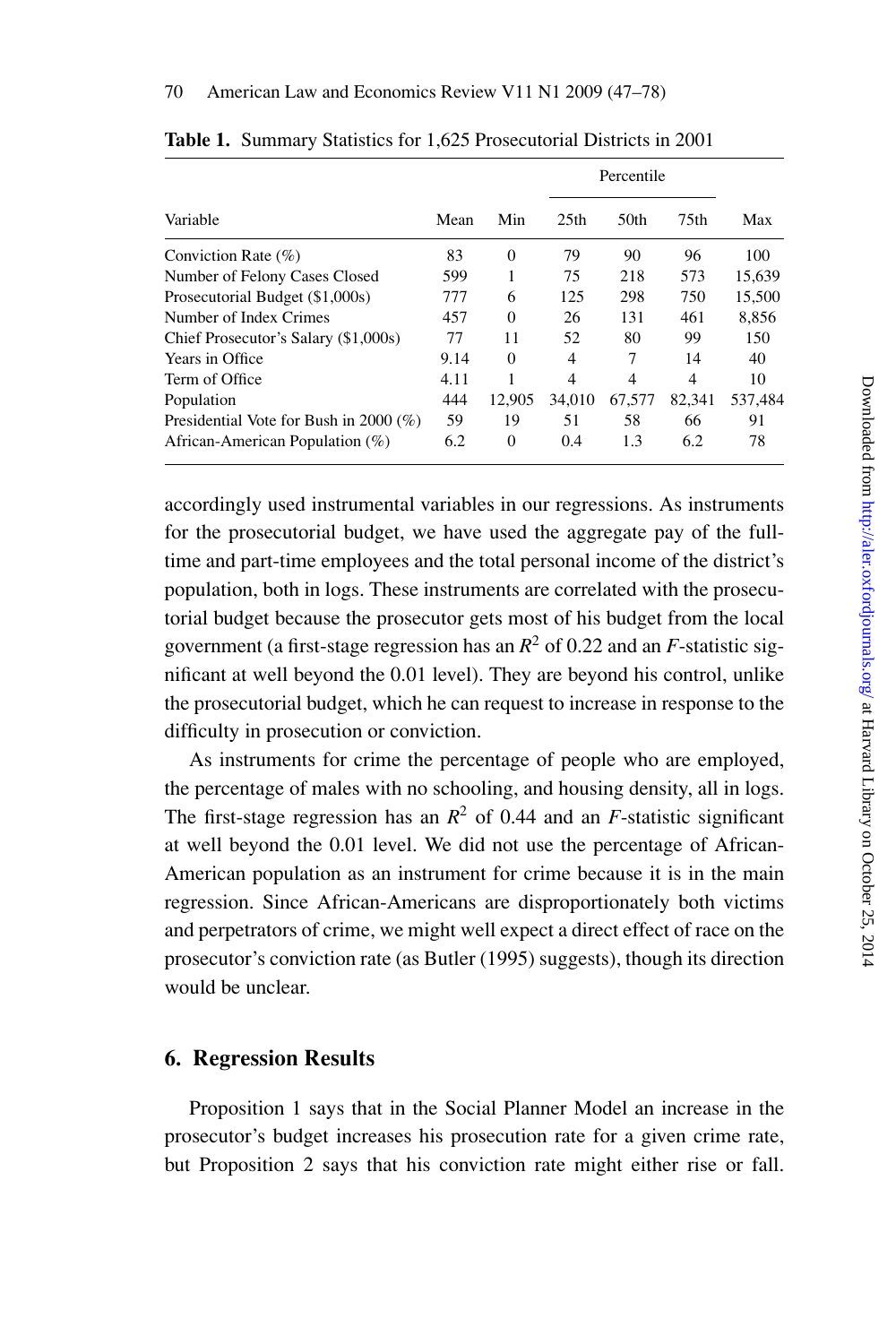**Table 1.** Summary Statistics for 1,625 Prosecutorial Districts in 2001

| Variable | Mean | Min | Percentile 25th | Percentile 50th | Percentile 75th | Max |
|---|---|---|---|---|---|---|
| Conviction Rate (%) | 83 | 0 | 79 | 90 | 96 | 100 |
| Number of Felony Cases Closed | 599 | 1 | 75 | 218 | 573 | 15,639 |
| Prosecutorial Budget ($1,000s) | 777 | 6 | 125 | 298 | 750 | 15,500 |
| Number of Index Crimes | 457 | 0 | 26 | 131 | 461 | 8,856 |
| Chief Prosecutor's Salary ($1,000s) | 77 | 11 | 52 | 80 | 99 | 150 |
| Years in Office | 9.14 | 0 | 4 | 7 | 14 | 40 |
| Term of Office | 4.11 | 1 | 4 | 4 | 4 | 10 |
| Population | 444 | 12,905 | 34,010 | 67,577 | 82,341 | 537,484 |
| Presidential Vote for Bush in 2000 (%) | 59 | 19 | 51 | 58 | 66 | 91 |
| African-American Population (%) | 6.2 | 0 | 0.4 | 1.3 | 6.2 | 78 |

accordingly used instrumental variables in our regressions. As instruments for the prosecutorial budget, we have used the aggregate pay of the full-time and part-time employees and the total personal income of the district's population, both in logs. These instruments are correlated with the prosecutorial budget because the prosecutor gets most of his budget from the local government (a first-stage regression has an $R^2$ of 0.22 and an $F$-statistic significant at well beyond the 0.01 level). They are beyond his control, unlike the prosecutorial budget, which he can request to increase in response to the difficulty in prosecution or conviction.

As instruments for crime the percentage of people who are employed, the percentage of males with no schooling, and housing density, all in logs. The first-stage regression has an $R^2$ of 0.44 and an $F$-statistic significant at well beyond the 0.01 level. We did not use the percentage of African-American population as an instrument for crime because it is in the main regression. Since African-Americans are disproportionately both victims and perpetrators of crime, we might well expect a direct effect of race on the prosecutor's conviction rate (as Butler (1995) suggests), though its direction would be unclear.

## 6. Regression Results

Proposition 1 says that in the Social Planner Model an increase in the prosecutor's budget increases his prosecution rate for a given crime rate, but Proposition 2 says that his conviction rate might either rise or fall.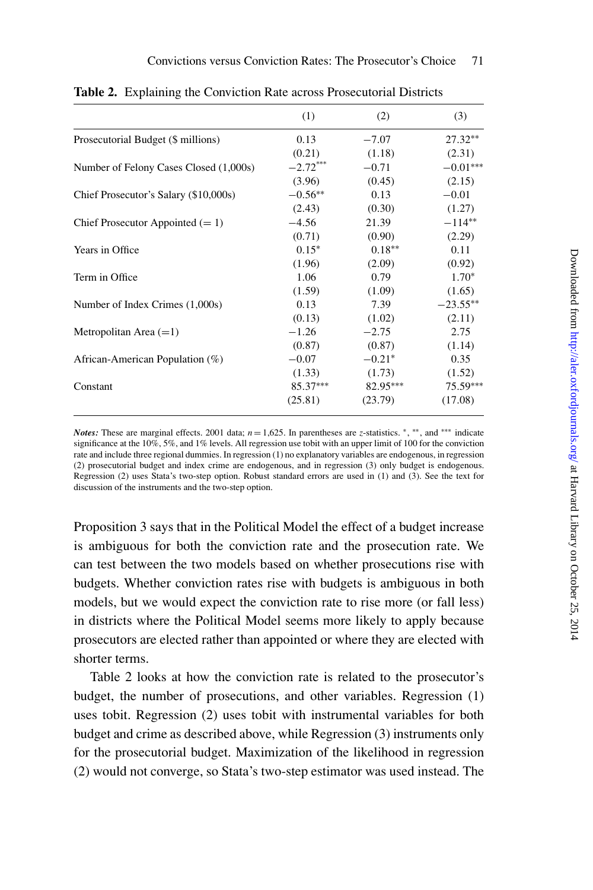**Table 2.** Explaining the Conviction Rate across Prosecutorial Districts

| | (1) | (2) | (3) |
|---|---|---|---|
| Prosecutorial Budget ($ millions) | 0.13 | −7.07 | 27.32** |
| | (0.21) | (1.18) | (2.31) |
| Number of Felony Cases Closed (1,000s) | −2.72*** | −0.71 | −0.01*** |
| | (3.96) | (0.45) | (2.15) |
| Chief Prosecutor's Salary ($10,000s) | −0.56** | 0.13 | −0.01 |
| | (2.43) | (0.30) | (1.27) |
| Chief Prosecutor Appointed (= 1) | −4.56 | 21.39 | −114** |
| | (0.71) | (0.90) | (2.29) |
| Years in Office | 0.15* | 0.18** | 0.11 |
| | (1.96) | (2.09) | (0.92) |
| Term in Office | 1.06 | 0.79 | 1.70* |
| | (1.59) | (1.09) | (1.65) |
| Number of Index Crimes (1,000s) | 0.13 | 7.39 | −23.55** |
| | (0.13) | (1.02) | (2.11) |
| Metropolitan Area (=1) | −1.26 | −2.75 | 2.75 |
| | (0.87) | (0.87) | (1.14) |
| African-American Population (%) | −0.07 | −0.21* | 0.35 |
| | (1.33) | (1.73) | (1.52) |
| Constant | 85.37*** | 82.95*** | 75.59*** |
| | (25.81) | (23.79) | (17.08) |

***Notes:*** These are marginal effects. 2001 data; $n = 1{,}625$. In parentheses are $z$-statistics. *, **, and *** indicate significance at the 10%, 5%, and 1% levels. All regression use tobit with an upper limit of 100 for the conviction rate and include three regional dummies. In regression (1) no explanatory variables are endogenous, in regression (2) prosecutorial budget and index crime are endogenous, and in regression (3) only budget is endogenous. Regression (2) uses Stata's two-step option. Robust standard errors are used in (1) and (3). See the text for discussion of the instruments and the two-step option.

Proposition 3 says that in the Political Model the effect of a budget increase is ambiguous for both the conviction rate and the prosecution rate. We can test between the two models based on whether prosecutions rise with budgets. Whether conviction rates rise with budgets is ambiguous in both models, but we would expect the conviction rate to rise more (or fall less) in districts where the Political Model seems more likely to apply because prosecutors are elected rather than appointed or where they are elected with shorter terms.

Table 2 looks at how the conviction rate is related to the prosecutor's budget, the number of prosecutions, and other variables. Regression (1) uses tobit. Regression (2) uses tobit with instrumental variables for both budget and crime as described above, while Regression (3) instruments only for the prosecutorial budget. Maximization of the likelihood in regression (2) would not converge, so Stata's two-step estimator was used instead. The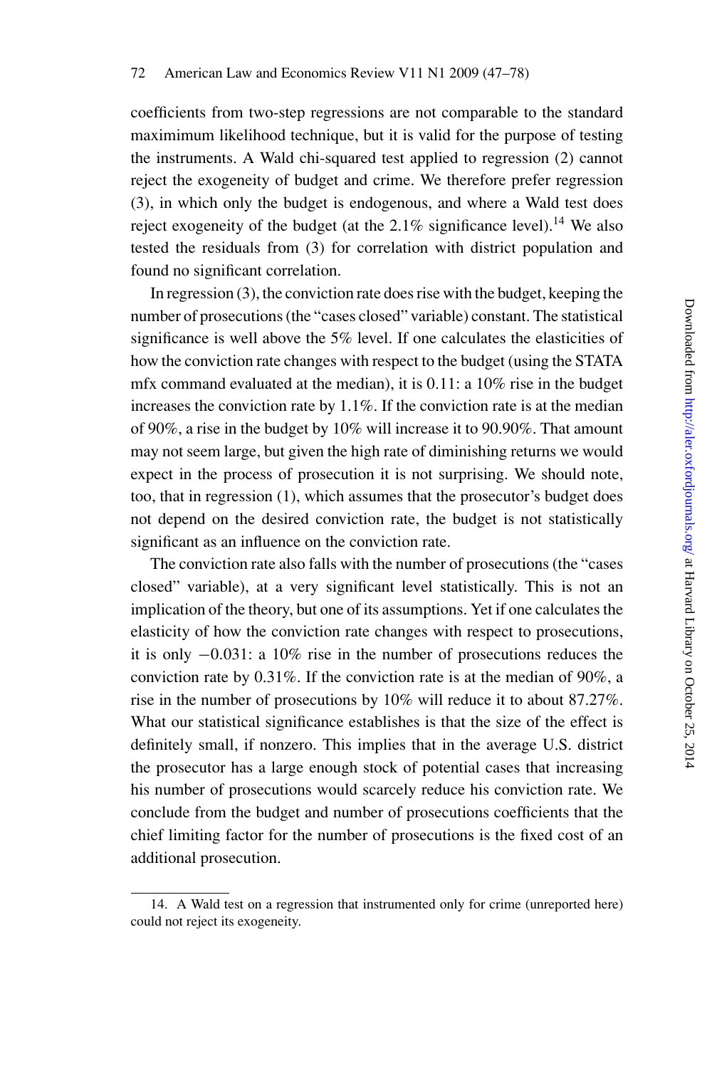coefficients from two-step regressions are not comparable to the standard maximimum likelihood technique, but it is valid for the purpose of testing the instruments. A Wald chi-squared test applied to regression (2) cannot reject the exogeneity of budget and crime. We therefore prefer regression (3), in which only the budget is endogenous, and where a Wald test does reject exogeneity of the budget (at the 2.1% significance level).[14] We also tested the residuals from (3) for correlation with district population and found no significant correlation.

In regression (3), the conviction rate does rise with the budget, keeping the number of prosecutions (the "cases closed" variable) constant. The statistical significance is well above the 5% level. If one calculates the elasticities of how the conviction rate changes with respect to the budget (using the STATA mfx command evaluated at the median), it is 0.11: a 10% rise in the budget increases the conviction rate by 1.1%. If the conviction rate is at the median of 90%, a rise in the budget by 10% will increase it to 90.90%. That amount may not seem large, but given the high rate of diminishing returns we would expect in the process of prosecution it is not surprising. We should note, too, that in regression (1), which assumes that the prosecutor's budget does not depend on the desired conviction rate, the budget is not statistically significant as an influence on the conviction rate.

The conviction rate also falls with the number of prosecutions (the "cases closed" variable), at a very significant level statistically. This is not an implication of the theory, but one of its assumptions. Yet if one calculates the elasticity of how the conviction rate changes with respect to prosecutions, it is only $-0.031$: a 10% rise in the number of prosecutions reduces the conviction rate by 0.31%. If the conviction rate is at the median of 90%, a rise in the number of prosecutions by 10% will reduce it to about 87.27%. What our statistical significance establishes is that the size of the effect is definitely small, if nonzero. This implies that in the average U.S. district the prosecutor has a large enough stock of potential cases that increasing his number of prosecutions would scarcely reduce his conviction rate. We conclude from the budget and number of prosecutions coefficients that the chief limiting factor for the number of prosecutions is the fixed cost of an additional prosecution.

14. A Wald test on a regression that instrumented only for crime (unreported here) could not reject its exogeneity.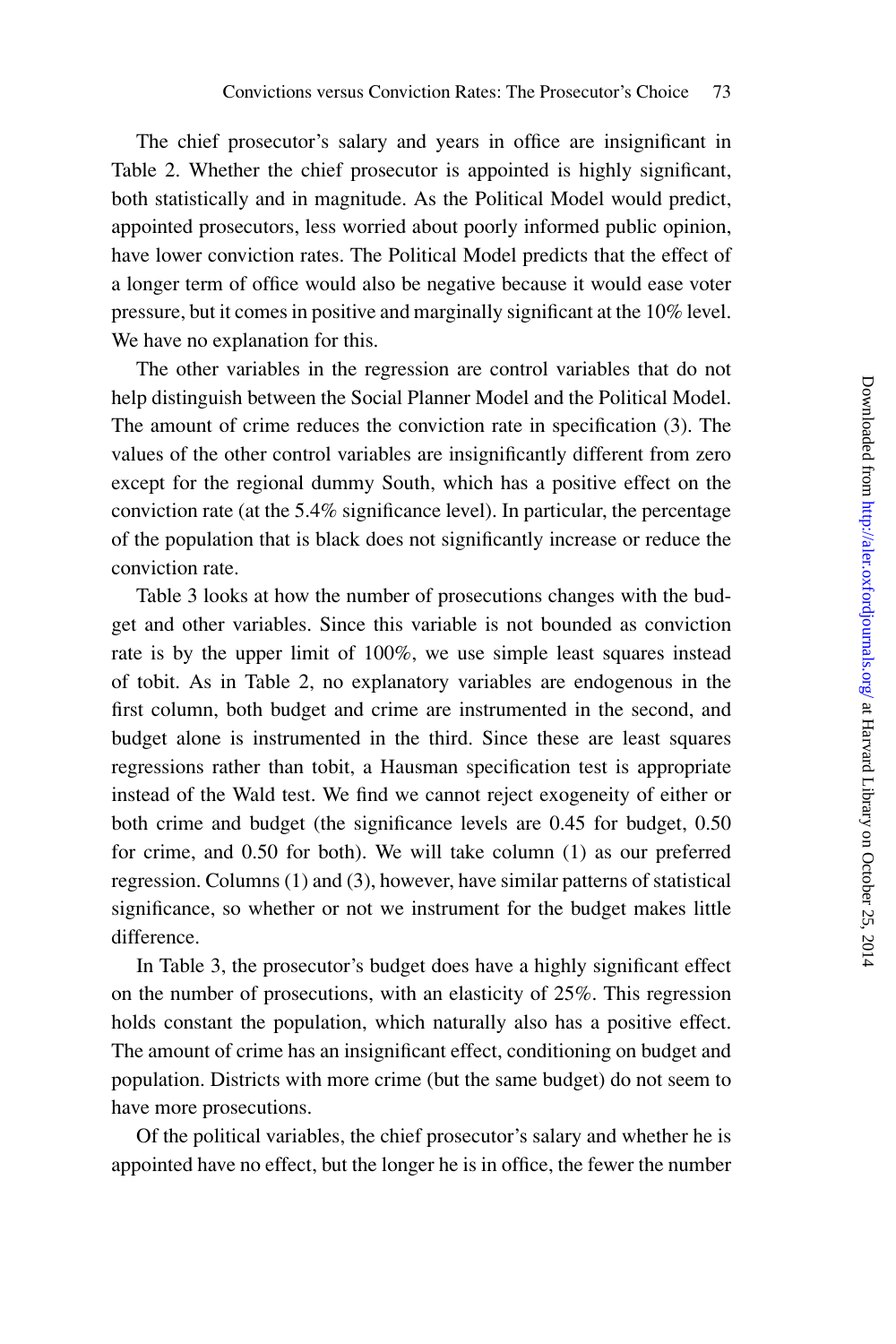The chief prosecutor's salary and years in office are insignificant in Table 2. Whether the chief prosecutor is appointed is highly significant, both statistically and in magnitude. As the Political Model would predict, appointed prosecutors, less worried about poorly informed public opinion, have lower conviction rates. The Political Model predicts that the effect of a longer term of office would also be negative because it would ease voter pressure, but it comes in positive and marginally significant at the 10% level. We have no explanation for this.

The other variables in the regression are control variables that do not help distinguish between the Social Planner Model and the Political Model. The amount of crime reduces the conviction rate in specification (3). The values of the other control variables are insignificantly different from zero except for the regional dummy South, which has a positive effect on the conviction rate (at the 5.4% significance level). In particular, the percentage of the population that is black does not significantly increase or reduce the conviction rate.

Table 3 looks at how the number of prosecutions changes with the budget and other variables. Since this variable is not bounded as conviction rate is by the upper limit of 100%, we use simple least squares instead of tobit. As in Table 2, no explanatory variables are endogenous in the first column, both budget and crime are instrumented in the second, and budget alone is instrumented in the third. Since these are least squares regressions rather than tobit, a Hausman specification test is appropriate instead of the Wald test. We find we cannot reject exogeneity of either or both crime and budget (the significance levels are 0.45 for budget, 0.50 for crime, and 0.50 for both). We will take column (1) as our preferred regression. Columns (1) and (3), however, have similar patterns of statistical significance, so whether or not we instrument for the budget makes little difference.

In Table 3, the prosecutor's budget does have a highly significant effect on the number of prosecutions, with an elasticity of 25%. This regression holds constant the population, which naturally also has a positive effect. The amount of crime has an insignificant effect, conditioning on budget and population. Districts with more crime (but the same budget) do not seem to have more prosecutions.

Of the political variables, the chief prosecutor's salary and whether he is appointed have no effect, but the longer he is in office, the fewer the number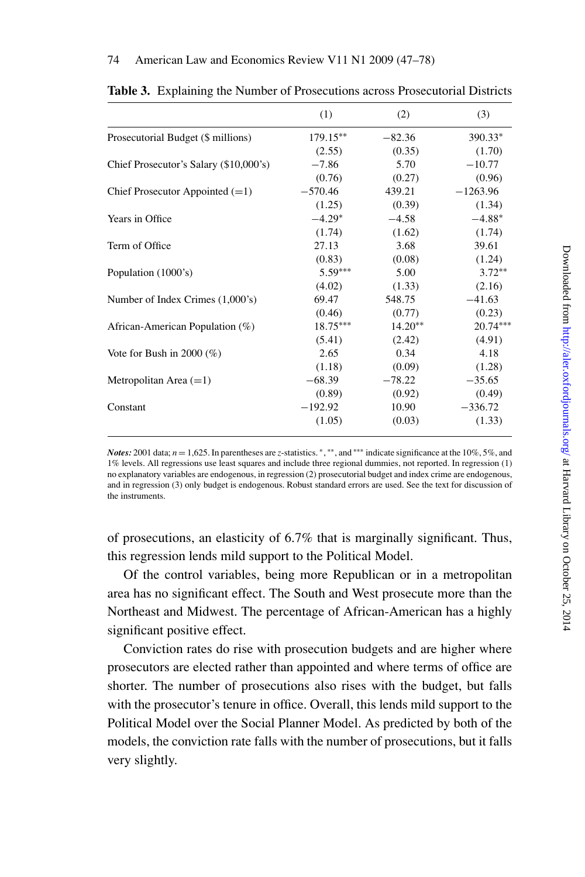**Table 3.** Explaining the Number of Prosecutions across Prosecutorial Districts

| | (1) | (2) | (3) |
|---|---|---|---|
| Prosecutorial Budget ($ millions) | 179.15** | −82.36 | 390.33* |
| | (2.55) | (0.35) | (1.70) |
| Chief Prosecutor's Salary ($10,000's) | −7.86 | 5.70 | −10.77 |
| | (0.76) | (0.27) | (0.96) |
| Chief Prosecutor Appointed (=1) | −570.46 | 439.21 | −1263.96 |
| | (1.25) | (0.39) | (1.34) |
| Years in Office | −4.29* | −4.58 | −4.88* |
| | (1.74) | (1.62) | (1.74) |
| Term of Office | 27.13 | 3.68 | 39.61 |
| | (0.83) | (0.08) | (1.24) |
| Population (1000's) | 5.59*** | 5.00 | 3.72** |
| | (4.02) | (1.33) | (2.16) |
| Number of Index Crimes (1,000's) | 69.47 | 548.75 | −41.63 |
| | (0.46) | (0.77) | (0.23) |
| African-American Population (%) | 18.75*** | 14.20** | 20.74*** |
| | (5.41) | (2.42) | (4.91) |
| Vote for Bush in 2000 (%) | 2.65 | 0.34 | 4.18 |
| | (1.18) | (0.09) | (1.28) |
| Metropolitan Area (=1) | −68.39 | −78.22 | −35.65 |
| | (0.89) | (0.92) | (0.49) |
| Constant | −192.92 | 10.90 | −336.72 |
| | (1.05) | (0.03) | (1.33) |

***Notes:*** 2001 data; $n = 1{,}625$. In parentheses are $z$-statistics. *, **, and *** indicate significance at the 10%, 5%, and 1% levels. All regressions use least squares and include three regional dummies, not reported. In regression (1) no explanatory variables are endogenous, in regression (2) prosecutorial budget and index crime are endogenous, and in regression (3) only budget is endogenous. Robust standard errors are used. See the text for discussion of the instruments.

of prosecutions, an elasticity of 6.7% that is marginally significant. Thus, this regression lends mild support to the Political Model.

Of the control variables, being more Republican or in a metropolitan area has no significant effect. The South and West prosecute more than the Northeast and Midwest. The percentage of African-American has a highly significant positive effect.

Conviction rates do rise with prosecution budgets and are higher where prosecutors are elected rather than appointed and where terms of office are shorter. The number of prosecutions also rises with the budget, but falls with the prosecutor's tenure in office. Overall, this lends mild support to the Political Model over the Social Planner Model. As predicted by both of the models, the conviction rate falls with the number of prosecutions, but it falls very slightly.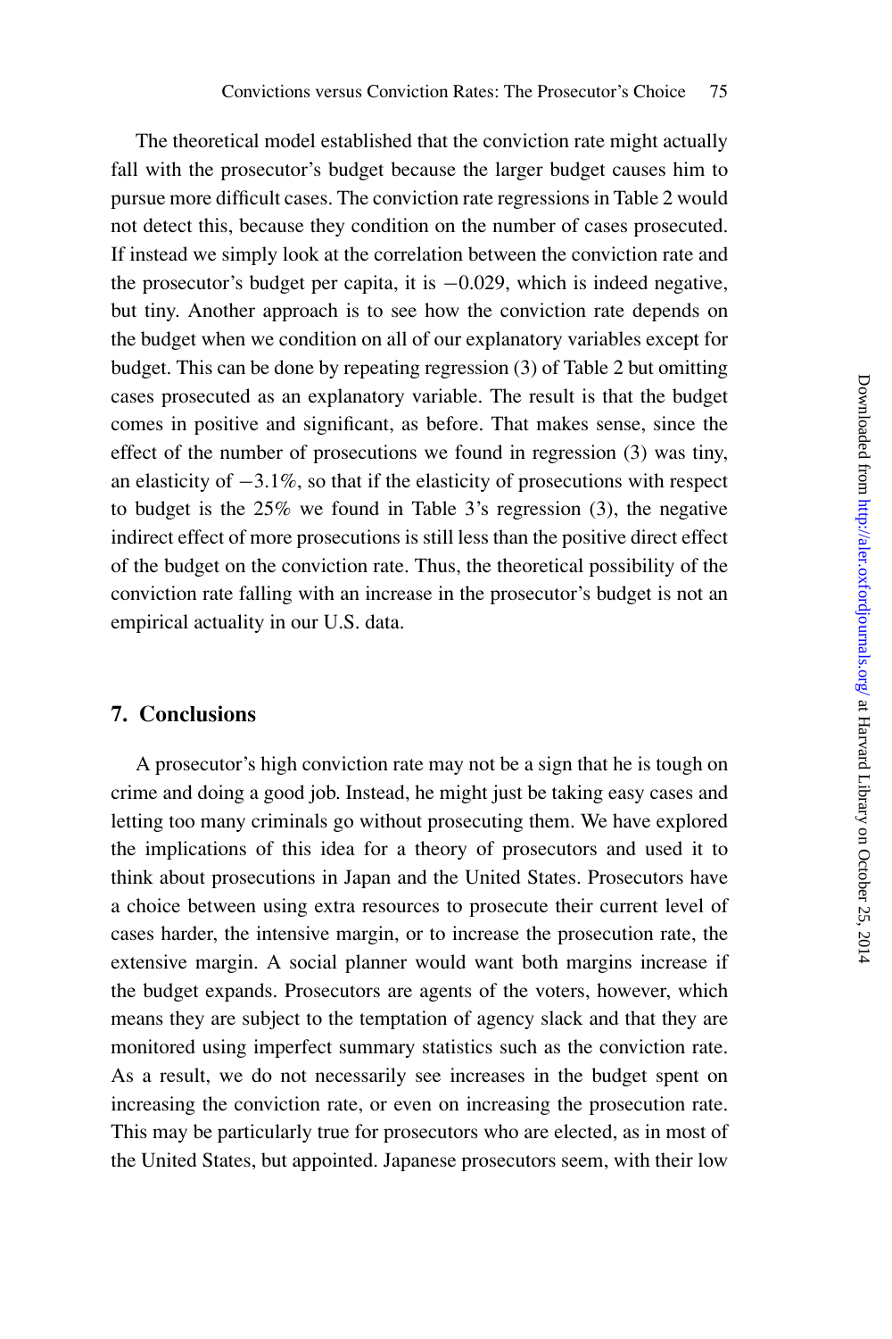The theoretical model established that the conviction rate might actually fall with the prosecutor's budget because the larger budget causes him to pursue more difficult cases. The conviction rate regressions in Table 2 would not detect this, because they condition on the number of cases prosecuted. If instead we simply look at the correlation between the conviction rate and the prosecutor's budget per capita, it is $-0.029$, which is indeed negative, but tiny. Another approach is to see how the conviction rate depends on the budget when we condition on all of our explanatory variables except for budget. This can be done by repeating regression (3) of Table 2 but omitting cases prosecuted as an explanatory variable. The result is that the budget comes in positive and significant, as before. That makes sense, since the effect of the number of prosecutions we found in regression (3) was tiny, an elasticity of $-3.1\%$, so that if the elasticity of prosecutions with respect to budget is the 25% we found in Table 3's regression (3), the negative indirect effect of more prosecutions is still less than the positive direct effect of the budget on the conviction rate. Thus, the theoretical possibility of the conviction rate falling with an increase in the prosecutor's budget is not an empirical actuality in our U.S. data.

## 7. Conclusions

A prosecutor's high conviction rate may not be a sign that he is tough on crime and doing a good job. Instead, he might just be taking easy cases and letting too many criminals go without prosecuting them. We have explored the implications of this idea for a theory of prosecutors and used it to think about prosecutions in Japan and the United States. Prosecutors have a choice between using extra resources to prosecute their current level of cases harder, the intensive margin, or to increase the prosecution rate, the extensive margin. A social planner would want both margins increase if the budget expands. Prosecutors are agents of the voters, however, which means they are subject to the temptation of agency slack and that they are monitored using imperfect summary statistics such as the conviction rate. As a result, we do not necessarily see increases in the budget spent on increasing the conviction rate, or even on increasing the prosecution rate. This may be particularly true for prosecutors who are elected, as in most of the United States, but appointed. Japanese prosecutors seem, with their low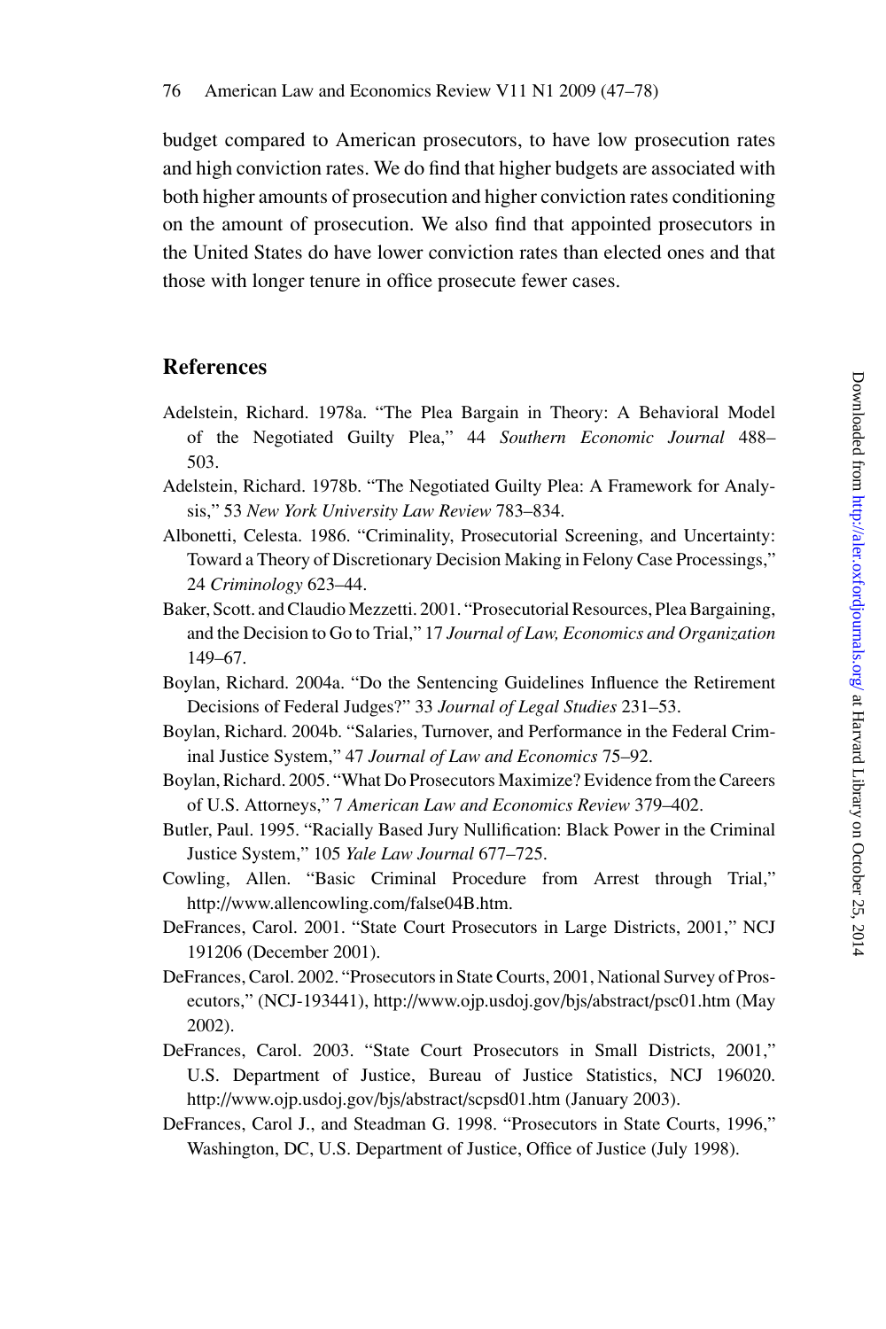budget compared to American prosecutors, to have low prosecution rates and high conviction rates. We do find that higher budgets are associated with both higher amounts of prosecution and higher conviction rates conditioning on the amount of prosecution. We also find that appointed prosecutors in the United States do have lower conviction rates than elected ones and that those with longer tenure in office prosecute fewer cases.

## References

Adelstein, Richard. 1978a. "The Plea Bargain in Theory: A Behavioral Model of the Negotiated Guilty Plea," 44 *Southern Economic Journal* 488–503.

Adelstein, Richard. 1978b. "The Negotiated Guilty Plea: A Framework for Analysis," 53 *New York University Law Review* 783–834.

Albonetti, Celesta. 1986. "Criminality, Prosecutorial Screening, and Uncertainty: Toward a Theory of Discretionary Decision Making in Felony Case Processings," 24 *Criminology* 623–44.

Baker, Scott. and Claudio Mezzetti. 2001. "Prosecutorial Resources, Plea Bargaining, and the Decision to Go to Trial," 17 *Journal of Law, Economics and Organization* 149–67.

Boylan, Richard. 2004a. "Do the Sentencing Guidelines Influence the Retirement Decisions of Federal Judges?" 33 *Journal of Legal Studies* 231–53.

Boylan, Richard. 2004b. "Salaries, Turnover, and Performance in the Federal Criminal Justice System," 47 *Journal of Law and Economics* 75–92.

Boylan, Richard. 2005. "What Do Prosecutors Maximize? Evidence from the Careers of U.S. Attorneys," 7 *American Law and Economics Review* 379–402.

Butler, Paul. 1995. "Racially Based Jury Nullification: Black Power in the Criminal Justice System," 105 *Yale Law Journal* 677–725.

Cowling, Allen. "Basic Criminal Procedure from Arrest through Trial," http://www.allencowling.com/false04B.htm.

DeFrances, Carol. 2001. "State Court Prosecutors in Large Districts, 2001," NCJ 191206 (December 2001).

DeFrances, Carol. 2002. "Prosecutors in State Courts, 2001, National Survey of Prosecutors," (NCJ-193441), http://www.ojp.usdoj.gov/bjs/abstract/psc01.htm (May 2002).

DeFrances, Carol. 2003. "State Court Prosecutors in Small Districts, 2001," U.S. Department of Justice, Bureau of Justice Statistics, NCJ 196020. http://www.ojp.usdoj.gov/bjs/abstract/scpsd01.htm (January 2003).

DeFrances, Carol J., and Steadman G. 1998. "Prosecutors in State Courts, 1996," Washington, DC, U.S. Department of Justice, Office of Justice (July 1998).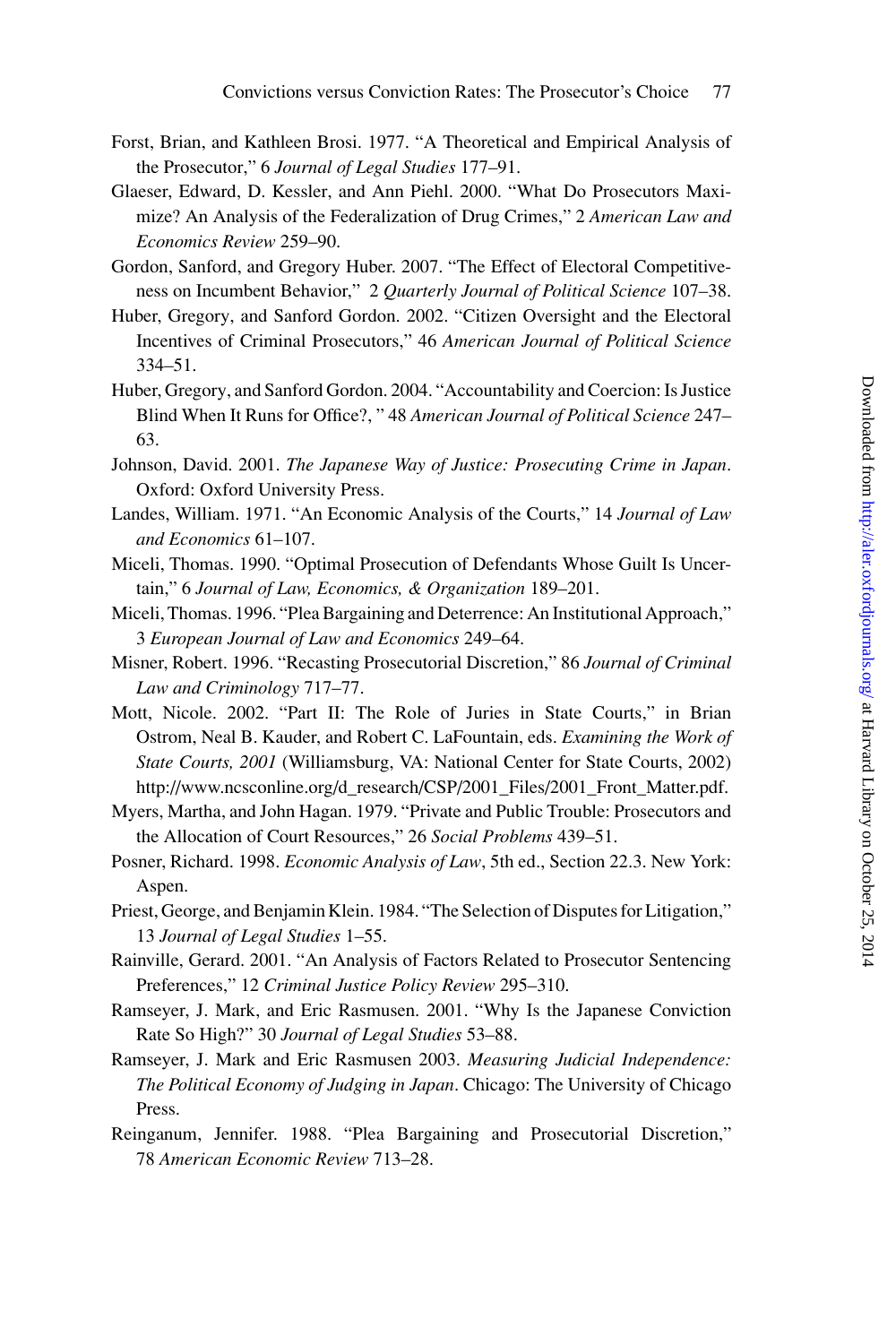Forst, Brian, and Kathleen Brosi. 1977. "A Theoretical and Empirical Analysis of the Prosecutor," 6 *Journal of Legal Studies* 177–91.

Glaeser, Edward, D. Kessler, and Ann Piehl. 2000. "What Do Prosecutors Maximize? An Analysis of the Federalization of Drug Crimes," 2 *American Law and Economics Review* 259–90.

Gordon, Sanford, and Gregory Huber. 2007. "The Effect of Electoral Competitiveness on Incumbent Behavior," 2 *Quarterly Journal of Political Science* 107–38.

Huber, Gregory, and Sanford Gordon. 2002. "Citizen Oversight and the Electoral Incentives of Criminal Prosecutors," 46 *American Journal of Political Science* 334–51.

Huber, Gregory, and Sanford Gordon. 2004. "Accountability and Coercion: Is Justice Blind When It Runs for Office?, " 48 *American Journal of Political Science* 247–63.

Johnson, David. 2001. *The Japanese Way of Justice: Prosecuting Crime in Japan*. Oxford: Oxford University Press.

Landes, William. 1971. "An Economic Analysis of the Courts," 14 *Journal of Law and Economics* 61–107.

Miceli, Thomas. 1990. "Optimal Prosecution of Defendants Whose Guilt Is Uncertain," 6 *Journal of Law, Economics, & Organization* 189–201.

Miceli, Thomas. 1996. "Plea Bargaining and Deterrence: An Institutional Approach," 3 *European Journal of Law and Economics* 249–64.

Misner, Robert. 1996. "Recasting Prosecutorial Discretion," 86 *Journal of Criminal Law and Criminology* 717–77.

Mott, Nicole. 2002. "Part II: The Role of Juries in State Courts," in Brian Ostrom, Neal B. Kauder, and Robert C. LaFountain, eds. *Examining the Work of State Courts, 2001* (Williamsburg, VA: National Center for State Courts, 2002) http://www.ncsconline.org/d_research/CSP/2001_Files/2001_Front_Matter.pdf.

Myers, Martha, and John Hagan. 1979. "Private and Public Trouble: Prosecutors and the Allocation of Court Resources," 26 *Social Problems* 439–51.

Posner, Richard. 1998. *Economic Analysis of Law*, 5th ed., Section 22.3. New York: Aspen.

Priest, George, and Benjamin Klein. 1984. "The Selection of Disputes for Litigation," 13 *Journal of Legal Studies* 1–55.

Rainville, Gerard. 2001. "An Analysis of Factors Related to Prosecutor Sentencing Preferences," 12 *Criminal Justice Policy Review* 295–310.

Ramseyer, J. Mark, and Eric Rasmusen. 2001. "Why Is the Japanese Conviction Rate So High?" 30 *Journal of Legal Studies* 53–88.

Ramseyer, J. Mark and Eric Rasmusen 2003. *Measuring Judicial Independence: The Political Economy of Judging in Japan*. Chicago: The University of Chicago Press.

Reinganum, Jennifer. 1988. "Plea Bargaining and Prosecutorial Discretion," 78 *American Economic Review* 713–28.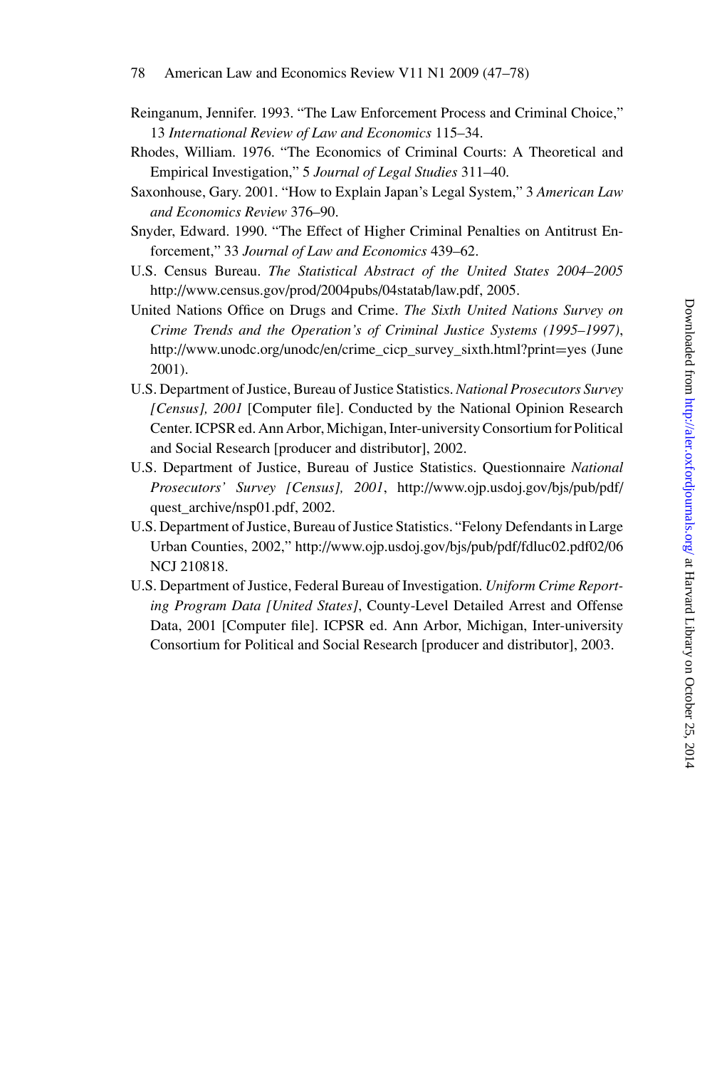Reinganum, Jennifer. 1993. "The Law Enforcement Process and Criminal Choice," 13 *International Review of Law and Economics* 115–34.

Rhodes, William. 1976. "The Economics of Criminal Courts: A Theoretical and Empirical Investigation," 5 *Journal of Legal Studies* 311–40.

Saxonhouse, Gary. 2001. "How to Explain Japan's Legal System," 3 *American Law and Economics Review* 376–90.

Snyder, Edward. 1990. "The Effect of Higher Criminal Penalties on Antitrust Enforcement," 33 *Journal of Law and Economics* 439–62.

U.S. Census Bureau. *The Statistical Abstract of the United States 2004–2005* http://www.census.gov/prod/2004pubs/04statab/law.pdf, 2005.

United Nations Office on Drugs and Crime. *The Sixth United Nations Survey on Crime Trends and the Operation's of Criminal Justice Systems (1995–1997)*, http://www.unodc.org/unodc/en/crime_cicp_survey_sixth.html?print=yes (June 2001).

U.S. Department of Justice, Bureau of Justice Statistics. *National Prosecutors Survey [Census], 2001* [Computer file]. Conducted by the National Opinion Research Center. ICPSR ed. Ann Arbor, Michigan, Inter-university Consortium for Political and Social Research [producer and distributor], 2002.

U.S. Department of Justice, Bureau of Justice Statistics. Questionnaire *National Prosecutors' Survey [Census], 2001*, http://www.ojp.usdoj.gov/bjs/pub/pdf/quest_archive/nsp01.pdf, 2002.

U.S. Department of Justice, Bureau of Justice Statistics. "Felony Defendants in Large Urban Counties, 2002," http://www.ojp.usdoj.gov/bjs/pub/pdf/fdluc02.pdf02/06 NCJ 210818.

U.S. Department of Justice, Federal Bureau of Investigation. *Uniform Crime Reporting Program Data [United States]*, County-Level Detailed Arrest and Offense Data, 2001 [Computer file]. ICPSR ed. Ann Arbor, Michigan, Inter-university Consortium for Political and Social Research [producer and distributor], 2003.